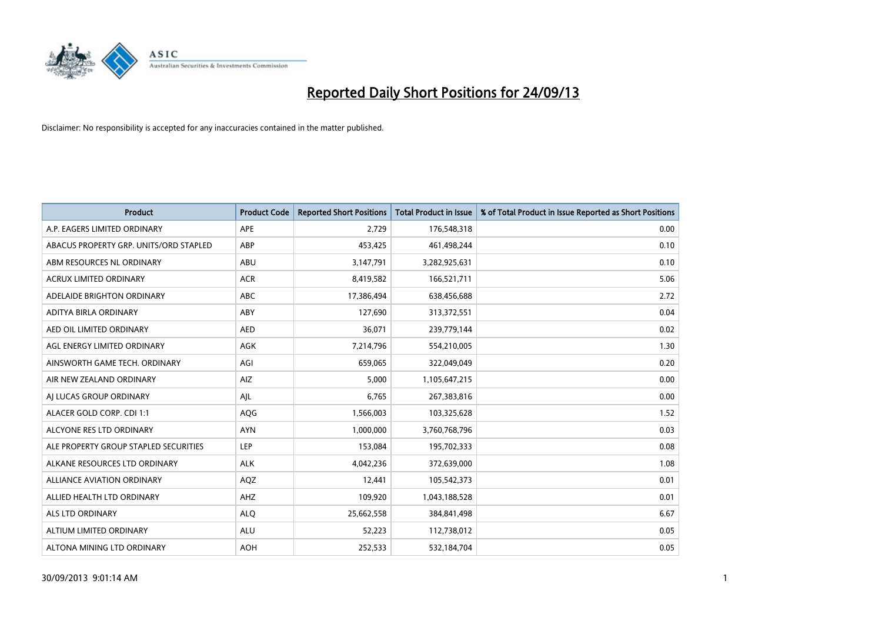# Reported Daily Short Positions for 24/09/13

Disclaimer: No responsibility is accepted for any inaccuracies contained in the matter published.

| Product | Product Code | Reported Short Positions | Total Product in Issue | % of Total Product in Issue Reported as Short Positions |
|---|---|---|---|---|
| A.P. EAGERS LIMITED ORDINARY | APE | 2,729 | 176,548,318 | 0.00 |
| ABACUS PROPERTY GRP. UNITS/ORD STAPLED | ABP | 453,425 | 461,498,244 | 0.10 |
| ABM RESOURCES NL ORDINARY | ABU | 3,147,791 | 3,282,925,631 | 0.10 |
| ACRUX LIMITED ORDINARY | ACR | 8,419,582 | 166,521,711 | 5.06 |
| ADELAIDE BRIGHTON ORDINARY | ABC | 17,386,494 | 638,456,688 | 2.72 |
| ADITYA BIRLA ORDINARY | ABY | 127,690 | 313,372,551 | 0.04 |
| AED OIL LIMITED ORDINARY | AED | 36,071 | 239,779,144 | 0.02 |
| AGL ENERGY LIMITED ORDINARY | AGK | 7,214,796 | 554,210,005 | 1.30 |
| AINSWORTH GAME TECH. ORDINARY | AGI | 659,065 | 322,049,049 | 0.20 |
| AIR NEW ZEALAND ORDINARY | AIZ | 5,000 | 1,105,647,215 | 0.00 |
| AJ LUCAS GROUP ORDINARY | AJL | 6,765 | 267,383,816 | 0.00 |
| ALACER GOLD CORP. CDI 1:1 | AQG | 1,566,003 | 103,325,628 | 1.52 |
| ALCYONE RES LTD ORDINARY | AYN | 1,000,000 | 3,760,768,796 | 0.03 |
| ALE PROPERTY GROUP STAPLED SECURITIES | LEP | 153,084 | 195,702,333 | 0.08 |
| ALKANE RESOURCES LTD ORDINARY | ALK | 4,042,236 | 372,639,000 | 1.08 |
| ALLIANCE AVIATION ORDINARY | AQZ | 12,441 | 105,542,373 | 0.01 |
| ALLIED HEALTH LTD ORDINARY | AHZ | 109,920 | 1,043,188,528 | 0.01 |
| ALS LTD ORDINARY | ALQ | 25,662,558 | 384,841,498 | 6.67 |
| ALTIUM LIMITED ORDINARY | ALU | 52,223 | 112,738,012 | 0.05 |
| ALTONA MINING LTD ORDINARY | AOH | 252,533 | 532,184,704 | 0.05 |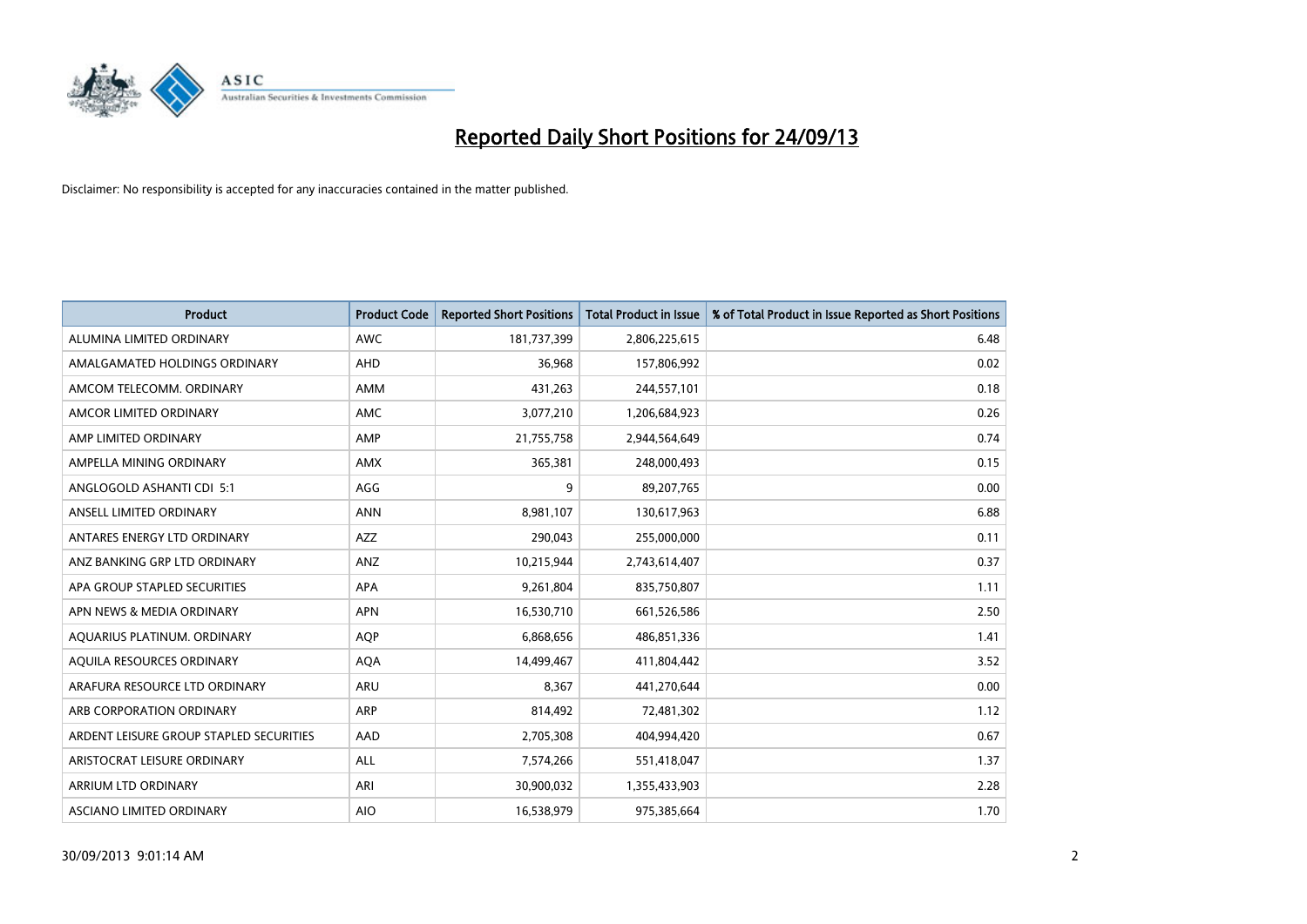# Reported Daily Short Positions for 24/09/13

Disclaimer: No responsibility is accepted for any inaccuracies contained in the matter published.

| Product | Product Code | Reported Short Positions | Total Product in Issue | % of Total Product in Issue Reported as Short Positions |
|---|---|---|---|---|
| ALUMINA LIMITED ORDINARY | AWC | 181,737,399 | 2,806,225,615 | 6.48 |
| AMALGAMATED HOLDINGS ORDINARY | AHD | 36,968 | 157,806,992 | 0.02 |
| AMCOM TELECOMM. ORDINARY | AMM | 431,263 | 244,557,101 | 0.18 |
| AMCOR LIMITED ORDINARY | AMC | 3,077,210 | 1,206,684,923 | 0.26 |
| AMP LIMITED ORDINARY | AMP | 21,755,758 | 2,944,564,649 | 0.74 |
| AMPELLA MINING ORDINARY | AMX | 365,381 | 248,000,493 | 0.15 |
| ANGLOGOLD ASHANTI CDI 5:1 | AGG | 9 | 89,207,765 | 0.00 |
| ANSELL LIMITED ORDINARY | ANN | 8,981,107 | 130,617,963 | 6.88 |
| ANTARES ENERGY LTD ORDINARY | AZZ | 290,043 | 255,000,000 | 0.11 |
| ANZ BANKING GRP LTD ORDINARY | ANZ | 10,215,944 | 2,743,614,407 | 0.37 |
| APA GROUP STAPLED SECURITIES | APA | 9,261,804 | 835,750,807 | 1.11 |
| APN NEWS & MEDIA ORDINARY | APN | 16,530,710 | 661,526,586 | 2.50 |
| AQUARIUS PLATINUM. ORDINARY | AQP | 6,868,656 | 486,851,336 | 1.41 |
| AQUILA RESOURCES ORDINARY | AQA | 14,499,467 | 411,804,442 | 3.52 |
| ARAFURA RESOURCE LTD ORDINARY | ARU | 8,367 | 441,270,644 | 0.00 |
| ARB CORPORATION ORDINARY | ARP | 814,492 | 72,481,302 | 1.12 |
| ARDENT LEISURE GROUP STAPLED SECURITIES | AAD | 2,705,308 | 404,994,420 | 0.67 |
| ARISTOCRAT LEISURE ORDINARY | ALL | 7,574,266 | 551,418,047 | 1.37 |
| ARRIUM LTD ORDINARY | ARI | 30,900,032 | 1,355,433,903 | 2.28 |
| ASCIANO LIMITED ORDINARY | AIO | 16,538,979 | 975,385,664 | 1.70 |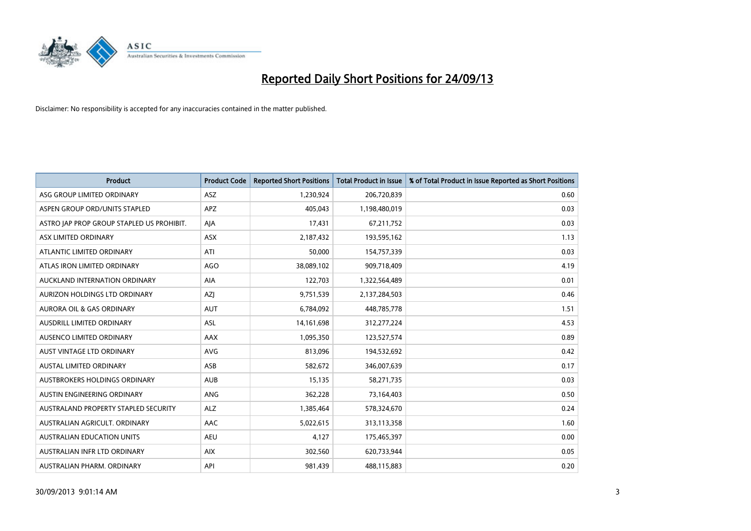# Reported Daily Short Positions for 24/09/13

Disclaimer: No responsibility is accepted for any inaccuracies contained in the matter published.

| Product | Product Code | Reported Short Positions | Total Product in Issue | % of Total Product in Issue Reported as Short Positions |
|---|---|---|---|---|
| ASG GROUP LIMITED ORDINARY | ASZ | 1,230,924 | 206,720,839 | 0.60 |
| ASPEN GROUP ORD/UNITS STAPLED | APZ | 405,043 | 1,198,480,019 | 0.03 |
| ASTRO JAP PROP GROUP STAPLED US PROHIBIT. | AJA | 17,431 | 67,211,752 | 0.03 |
| ASX LIMITED ORDINARY | ASX | 2,187,432 | 193,595,162 | 1.13 |
| ATLANTIC LIMITED ORDINARY | ATI | 50,000 | 154,757,339 | 0.03 |
| ATLAS IRON LIMITED ORDINARY | AGO | 38,089,102 | 909,718,409 | 4.19 |
| AUCKLAND INTERNATION ORDINARY | AIA | 122,703 | 1,322,564,489 | 0.01 |
| AURIZON HOLDINGS LTD ORDINARY | AZJ | 9,751,539 | 2,137,284,503 | 0.46 |
| AURORA OIL & GAS ORDINARY | AUT | 6,784,092 | 448,785,778 | 1.51 |
| AUSDRILL LIMITED ORDINARY | ASL | 14,161,698 | 312,277,224 | 4.53 |
| AUSENCO LIMITED ORDINARY | AAX | 1,095,350 | 123,527,574 | 0.89 |
| AUST VINTAGE LTD ORDINARY | AVG | 813,096 | 194,532,692 | 0.42 |
| AUSTAL LIMITED ORDINARY | ASB | 582,672 | 346,007,639 | 0.17 |
| AUSTBROKERS HOLDINGS ORDINARY | AUB | 15,135 | 58,271,735 | 0.03 |
| AUSTIN ENGINEERING ORDINARY | ANG | 362,228 | 73,164,403 | 0.50 |
| AUSTRALAND PROPERTY STAPLED SECURITY | ALZ | 1,385,464 | 578,324,670 | 0.24 |
| AUSTRALIAN AGRICULT. ORDINARY | AAC | 5,022,615 | 313,113,358 | 1.60 |
| AUSTRALIAN EDUCATION UNITS | AEU | 4,127 | 175,465,397 | 0.00 |
| AUSTRALIAN INFR LTD ORDINARY | AIX | 302,560 | 620,733,944 | 0.05 |
| AUSTRALIAN PHARM. ORDINARY | API | 981,439 | 488,115,883 | 0.20 |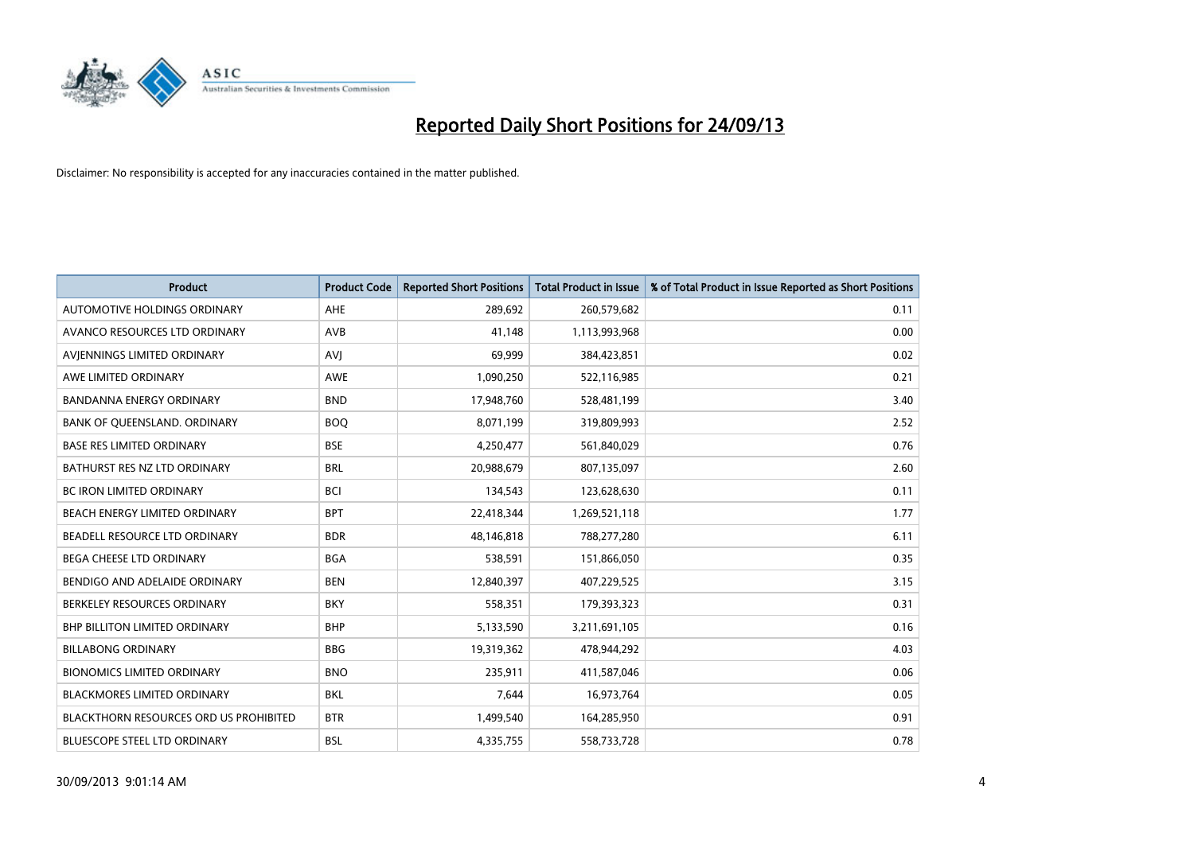# Reported Daily Short Positions for 24/09/13

Disclaimer: No responsibility is accepted for any inaccuracies contained in the matter published.

| Product | Product Code | Reported Short Positions | Total Product in Issue | % of Total Product in Issue Reported as Short Positions |
|---|---|---|---|---|
| AUTOMOTIVE HOLDINGS ORDINARY | AHE | 289,692 | 260,579,682 | 0.11 |
| AVANCO RESOURCES LTD ORDINARY | AVB | 41,148 | 1,113,993,968 | 0.00 |
| AVJENNINGS LIMITED ORDINARY | AVJ | 69,999 | 384,423,851 | 0.02 |
| AWE LIMITED ORDINARY | AWE | 1,090,250 | 522,116,985 | 0.21 |
| BANDANNA ENERGY ORDINARY | BND | 17,948,760 | 528,481,199 | 3.40 |
| BANK OF QUEENSLAND. ORDINARY | BOQ | 8,071,199 | 319,809,993 | 2.52 |
| BASE RES LIMITED ORDINARY | BSE | 4,250,477 | 561,840,029 | 0.76 |
| BATHURST RES NZ LTD ORDINARY | BRL | 20,988,679 | 807,135,097 | 2.60 |
| BC IRON LIMITED ORDINARY | BCI | 134,543 | 123,628,630 | 0.11 |
| BEACH ENERGY LIMITED ORDINARY | BPT | 22,418,344 | 1,269,521,118 | 1.77 |
| BEADELL RESOURCE LTD ORDINARY | BDR | 48,146,818 | 788,277,280 | 6.11 |
| BEGA CHEESE LTD ORDINARY | BGA | 538,591 | 151,866,050 | 0.35 |
| BENDIGO AND ADELAIDE ORDINARY | BEN | 12,840,397 | 407,229,525 | 3.15 |
| BERKELEY RESOURCES ORDINARY | BKY | 558,351 | 179,393,323 | 0.31 |
| BHP BILLITON LIMITED ORDINARY | BHP | 5,133,590 | 3,211,691,105 | 0.16 |
| BILLABONG ORDINARY | BBG | 19,319,362 | 478,944,292 | 4.03 |
| BIONOMICS LIMITED ORDINARY | BNO | 235,911 | 411,587,046 | 0.06 |
| BLACKMORES LIMITED ORDINARY | BKL | 7,644 | 16,973,764 | 0.05 |
| BLACKTHORN RESOURCES ORD US PROHIBITED | BTR | 1,499,540 | 164,285,950 | 0.91 |
| BLUESCOPE STEEL LTD ORDINARY | BSL | 4,335,755 | 558,733,728 | 0.78 |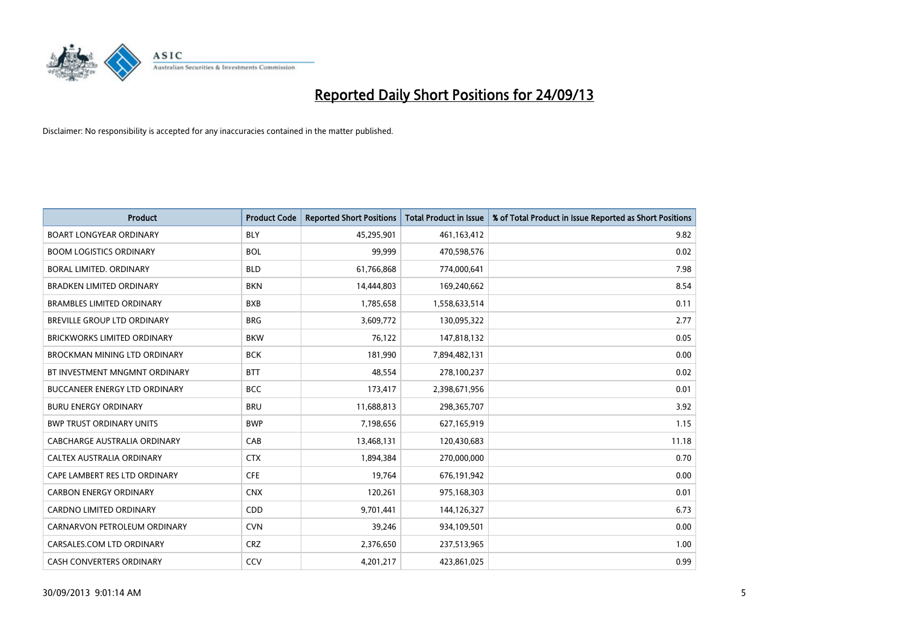# Reported Daily Short Positions for 24/09/13

Disclaimer: No responsibility is accepted for any inaccuracies contained in the matter published.

| Product | Product Code | Reported Short Positions | Total Product in Issue | % of Total Product in Issue Reported as Short Positions |
|---|---|---|---|---|
| BOART LONGYEAR ORDINARY | BLY | 45,295,901 | 461,163,412 | 9.82 |
| BOOM LOGISTICS ORDINARY | BOL | 99,999 | 470,598,576 | 0.02 |
| BORAL LIMITED. ORDINARY | BLD | 61,766,868 | 774,000,641 | 7.98 |
| BRADKEN LIMITED ORDINARY | BKN | 14,444,803 | 169,240,662 | 8.54 |
| BRAMBLES LIMITED ORDINARY | BXB | 1,785,658 | 1,558,633,514 | 0.11 |
| BREVILLE GROUP LTD ORDINARY | BRG | 3,609,772 | 130,095,322 | 2.77 |
| BRICKWORKS LIMITED ORDINARY | BKW | 76,122 | 147,818,132 | 0.05 |
| BROCKMAN MINING LTD ORDINARY | BCK | 181,990 | 7,894,482,131 | 0.00 |
| BT INVESTMENT MNGMNT ORDINARY | BTT | 48,554 | 278,100,237 | 0.02 |
| BUCCANEER ENERGY LTD ORDINARY | BCC | 173,417 | 2,398,671,956 | 0.01 |
| BURU ENERGY ORDINARY | BRU | 11,688,813 | 298,365,707 | 3.92 |
| BWP TRUST ORDINARY UNITS | BWP | 7,198,656 | 627,165,919 | 1.15 |
| CABCHARGE AUSTRALIA ORDINARY | CAB | 13,468,131 | 120,430,683 | 11.18 |
| CALTEX AUSTRALIA ORDINARY | CTX | 1,894,384 | 270,000,000 | 0.70 |
| CAPE LAMBERT RES LTD ORDINARY | CFE | 19,764 | 676,191,942 | 0.00 |
| CARBON ENERGY ORDINARY | CNX | 120,261 | 975,168,303 | 0.01 |
| CARDNO LIMITED ORDINARY | CDD | 9,701,441 | 144,126,327 | 6.73 |
| CARNARVON PETROLEUM ORDINARY | CVN | 39,246 | 934,109,501 | 0.00 |
| CARSALES.COM LTD ORDINARY | CRZ | 2,376,650 | 237,513,965 | 1.00 |
| CASH CONVERTERS ORDINARY | CCV | 4,201,217 | 423,861,025 | 0.99 |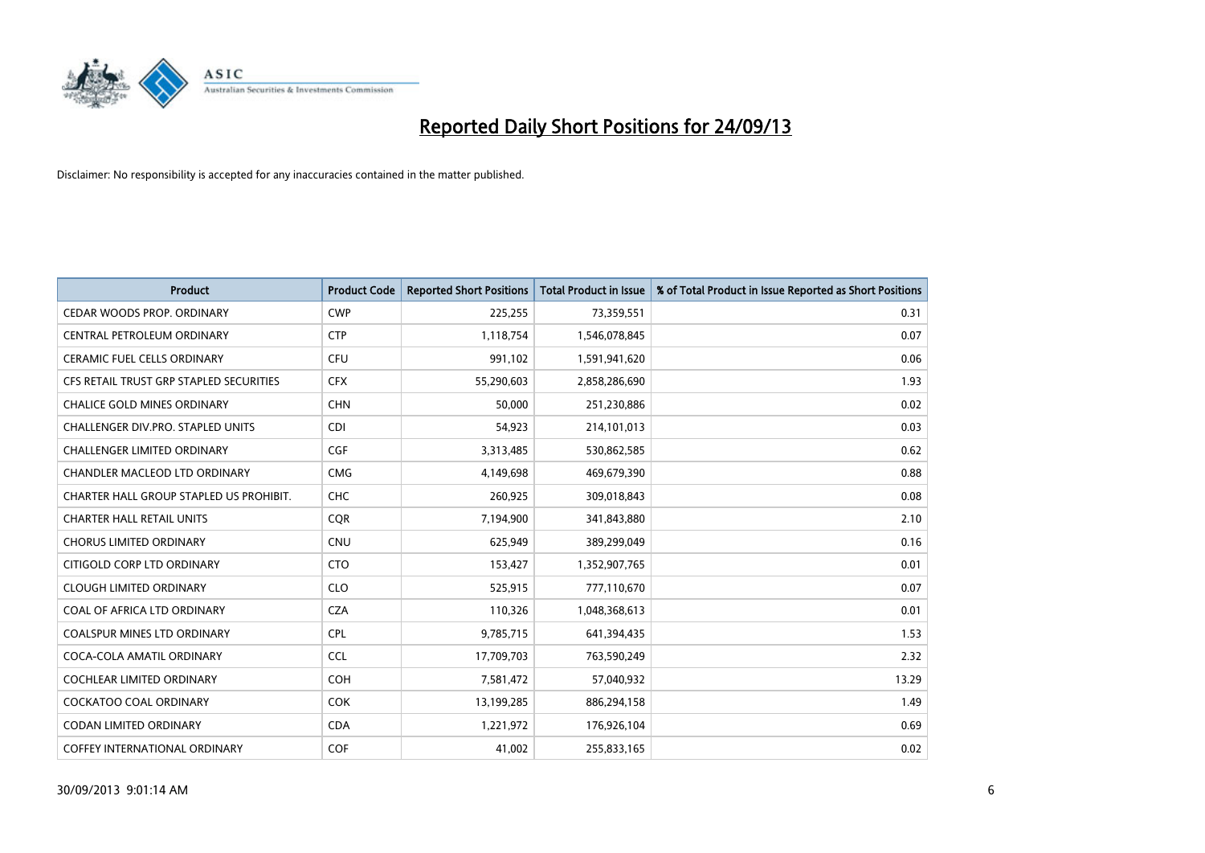# Reported Daily Short Positions for 24/09/13

Disclaimer: No responsibility is accepted for any inaccuracies contained in the matter published.

| Product | Product Code | Reported Short Positions | Total Product in Issue | % of Total Product in Issue Reported as Short Positions |
|---|---|---|---|---|
| CEDAR WOODS PROP. ORDINARY | CWP | 225,255 | 73,359,551 | 0.31 |
| CENTRAL PETROLEUM ORDINARY | CTP | 1,118,754 | 1,546,078,845 | 0.07 |
| CERAMIC FUEL CELLS ORDINARY | CFU | 991,102 | 1,591,941,620 | 0.06 |
| CFS RETAIL TRUST GRP STAPLED SECURITIES | CFX | 55,290,603 | 2,858,286,690 | 1.93 |
| CHALICE GOLD MINES ORDINARY | CHN | 50,000 | 251,230,886 | 0.02 |
| CHALLENGER DIV.PRO. STAPLED UNITS | CDI | 54,923 | 214,101,013 | 0.03 |
| CHALLENGER LIMITED ORDINARY | CGF | 3,313,485 | 530,862,585 | 0.62 |
| CHANDLER MACLEOD LTD ORDINARY | CMG | 4,149,698 | 469,679,390 | 0.88 |
| CHARTER HALL GROUP STAPLED US PROHIBIT. | CHC | 260,925 | 309,018,843 | 0.08 |
| CHARTER HALL RETAIL UNITS | CQR | 7,194,900 | 341,843,880 | 2.10 |
| CHORUS LIMITED ORDINARY | CNU | 625,949 | 389,299,049 | 0.16 |
| CITIGOLD CORP LTD ORDINARY | CTO | 153,427 | 1,352,907,765 | 0.01 |
| CLOUGH LIMITED ORDINARY | CLO | 525,915 | 777,110,670 | 0.07 |
| COAL OF AFRICA LTD ORDINARY | CZA | 110,326 | 1,048,368,613 | 0.01 |
| COALSPUR MINES LTD ORDINARY | CPL | 9,785,715 | 641,394,435 | 1.53 |
| COCA-COLA AMATIL ORDINARY | CCL | 17,709,703 | 763,590,249 | 2.32 |
| COCHLEAR LIMITED ORDINARY | COH | 7,581,472 | 57,040,932 | 13.29 |
| COCKATOO COAL ORDINARY | COK | 13,199,285 | 886,294,158 | 1.49 |
| CODAN LIMITED ORDINARY | CDA | 1,221,972 | 176,926,104 | 0.69 |
| COFFEY INTERNATIONAL ORDINARY | COF | 41,002 | 255,833,165 | 0.02 |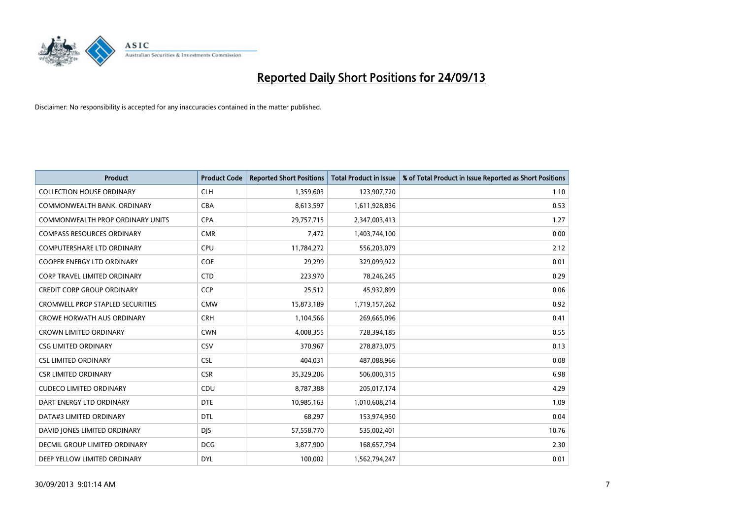# Reported Daily Short Positions for 24/09/13

Disclaimer: No responsibility is accepted for any inaccuracies contained in the matter published.

| Product | Product Code | Reported Short Positions | Total Product in Issue | % of Total Product in Issue Reported as Short Positions |
|---|---|---|---|---|
| COLLECTION HOUSE ORDINARY | CLH | 1,359,603 | 123,907,720 | 1.10 |
| COMMONWEALTH BANK. ORDINARY | CBA | 8,613,597 | 1,611,928,836 | 0.53 |
| COMMONWEALTH PROP ORDINARY UNITS | CPA | 29,757,715 | 2,347,003,413 | 1.27 |
| COMPASS RESOURCES ORDINARY | CMR | 7,472 | 1,403,744,100 | 0.00 |
| COMPUTERSHARE LTD ORDINARY | CPU | 11,784,272 | 556,203,079 | 2.12 |
| COOPER ENERGY LTD ORDINARY | COE | 29,299 | 329,099,922 | 0.01 |
| CORP TRAVEL LIMITED ORDINARY | CTD | 223,970 | 78,246,245 | 0.29 |
| CREDIT CORP GROUP ORDINARY | CCP | 25,512 | 45,932,899 | 0.06 |
| CROMWELL PROP STAPLED SECURITIES | CMW | 15,873,189 | 1,719,157,262 | 0.92 |
| CROWE HORWATH AUS ORDINARY | CRH | 1,104,566 | 269,665,096 | 0.41 |
| CROWN LIMITED ORDINARY | CWN | 4,008,355 | 728,394,185 | 0.55 |
| CSG LIMITED ORDINARY | CSV | 370,967 | 278,873,075 | 0.13 |
| CSL LIMITED ORDINARY | CSL | 404,031 | 487,088,966 | 0.08 |
| CSR LIMITED ORDINARY | CSR | 35,329,206 | 506,000,315 | 6.98 |
| CUDECO LIMITED ORDINARY | CDU | 8,787,388 | 205,017,174 | 4.29 |
| DART ENERGY LTD ORDINARY | DTE | 10,985,163 | 1,010,608,214 | 1.09 |
| DATA#3 LIMITED ORDINARY | DTL | 68,297 | 153,974,950 | 0.04 |
| DAVID JONES LIMITED ORDINARY | DJS | 57,558,770 | 535,002,401 | 10.76 |
| DECMIL GROUP LIMITED ORDINARY | DCG | 3,877,900 | 168,657,794 | 2.30 |
| DEEP YELLOW LIMITED ORDINARY | DYL | 100,002 | 1,562,794,247 | 0.01 |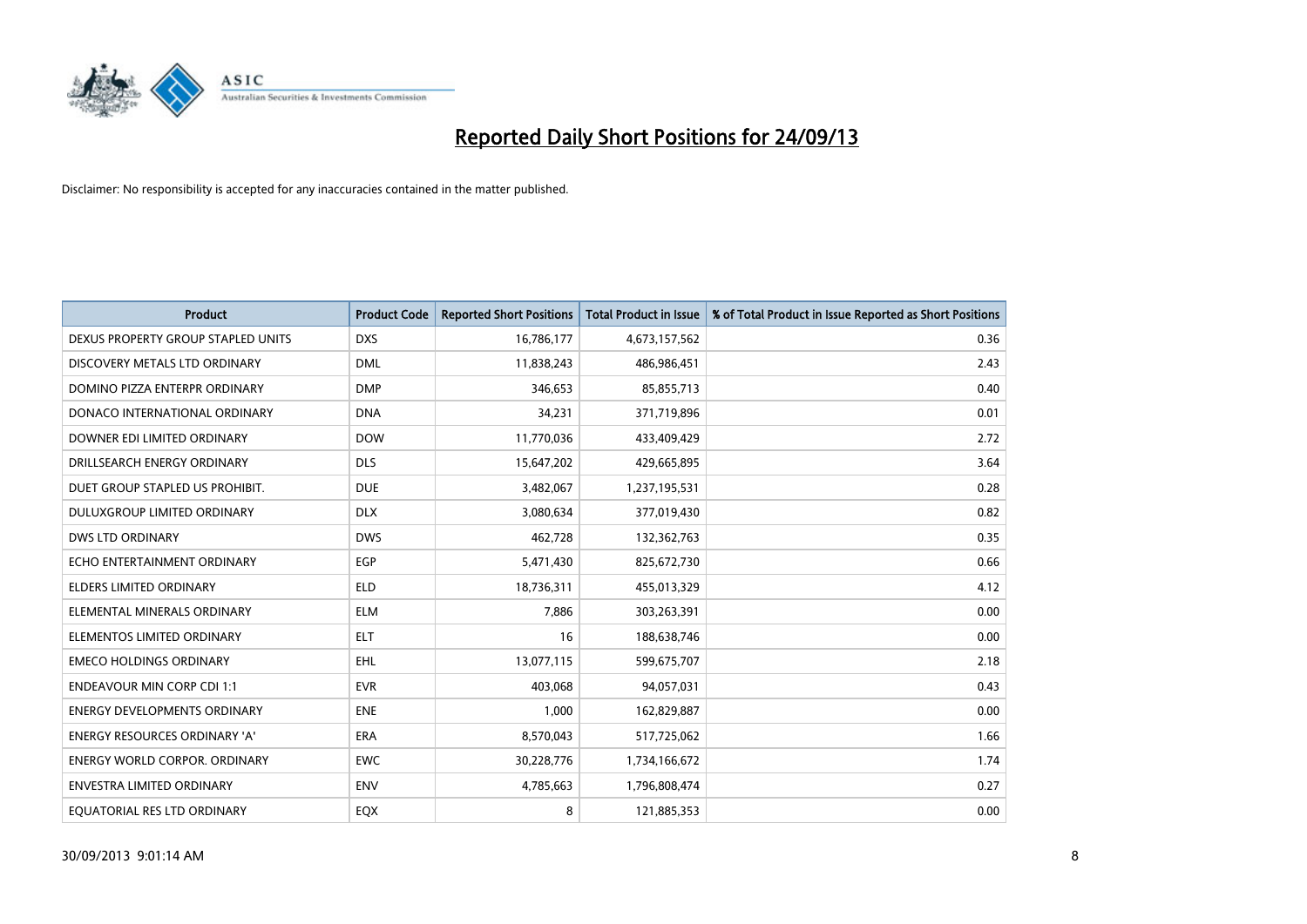# Reported Daily Short Positions for 24/09/13

Disclaimer: No responsibility is accepted for any inaccuracies contained in the matter published.

| Product | Product Code | Reported Short Positions | Total Product in Issue | % of Total Product in Issue Reported as Short Positions |
|---|---|---|---|---|
| DEXUS PROPERTY GROUP STAPLED UNITS | DXS | 16,786,177 | 4,673,157,562 | 0.36 |
| DISCOVERY METALS LTD ORDINARY | DML | 11,838,243 | 486,986,451 | 2.43 |
| DOMINO PIZZA ENTERPR ORDINARY | DMP | 346,653 | 85,855,713 | 0.40 |
| DONACO INTERNATIONAL ORDINARY | DNA | 34,231 | 371,719,896 | 0.01 |
| DOWNER EDI LIMITED ORDINARY | DOW | 11,770,036 | 433,409,429 | 2.72 |
| DRILLSEARCH ENERGY ORDINARY | DLS | 15,647,202 | 429,665,895 | 3.64 |
| DUET GROUP STAPLED US PROHIBIT. | DUE | 3,482,067 | 1,237,195,531 | 0.28 |
| DULUXGROUP LIMITED ORDINARY | DLX | 3,080,634 | 377,019,430 | 0.82 |
| DWS LTD ORDINARY | DWS | 462,728 | 132,362,763 | 0.35 |
| ECHO ENTERTAINMENT ORDINARY | EGP | 5,471,430 | 825,672,730 | 0.66 |
| ELDERS LIMITED ORDINARY | ELD | 18,736,311 | 455,013,329 | 4.12 |
| ELEMENTAL MINERALS ORDINARY | ELM | 7,886 | 303,263,391 | 0.00 |
| ELEMENTOS LIMITED ORDINARY | ELT | 16 | 188,638,746 | 0.00 |
| EMECO HOLDINGS ORDINARY | EHL | 13,077,115 | 599,675,707 | 2.18 |
| ENDEAVOUR MIN CORP CDI 1:1 | EVR | 403,068 | 94,057,031 | 0.43 |
| ENERGY DEVELOPMENTS ORDINARY | ENE | 1,000 | 162,829,887 | 0.00 |
| ENERGY RESOURCES ORDINARY 'A' | ERA | 8,570,043 | 517,725,062 | 1.66 |
| ENERGY WORLD CORPOR. ORDINARY | EWC | 30,228,776 | 1,734,166,672 | 1.74 |
| ENVESTRA LIMITED ORDINARY | ENV | 4,785,663 | 1,796,808,474 | 0.27 |
| EQUATORIAL RES LTD ORDINARY | EQX | 8 | 121,885,353 | 0.00 |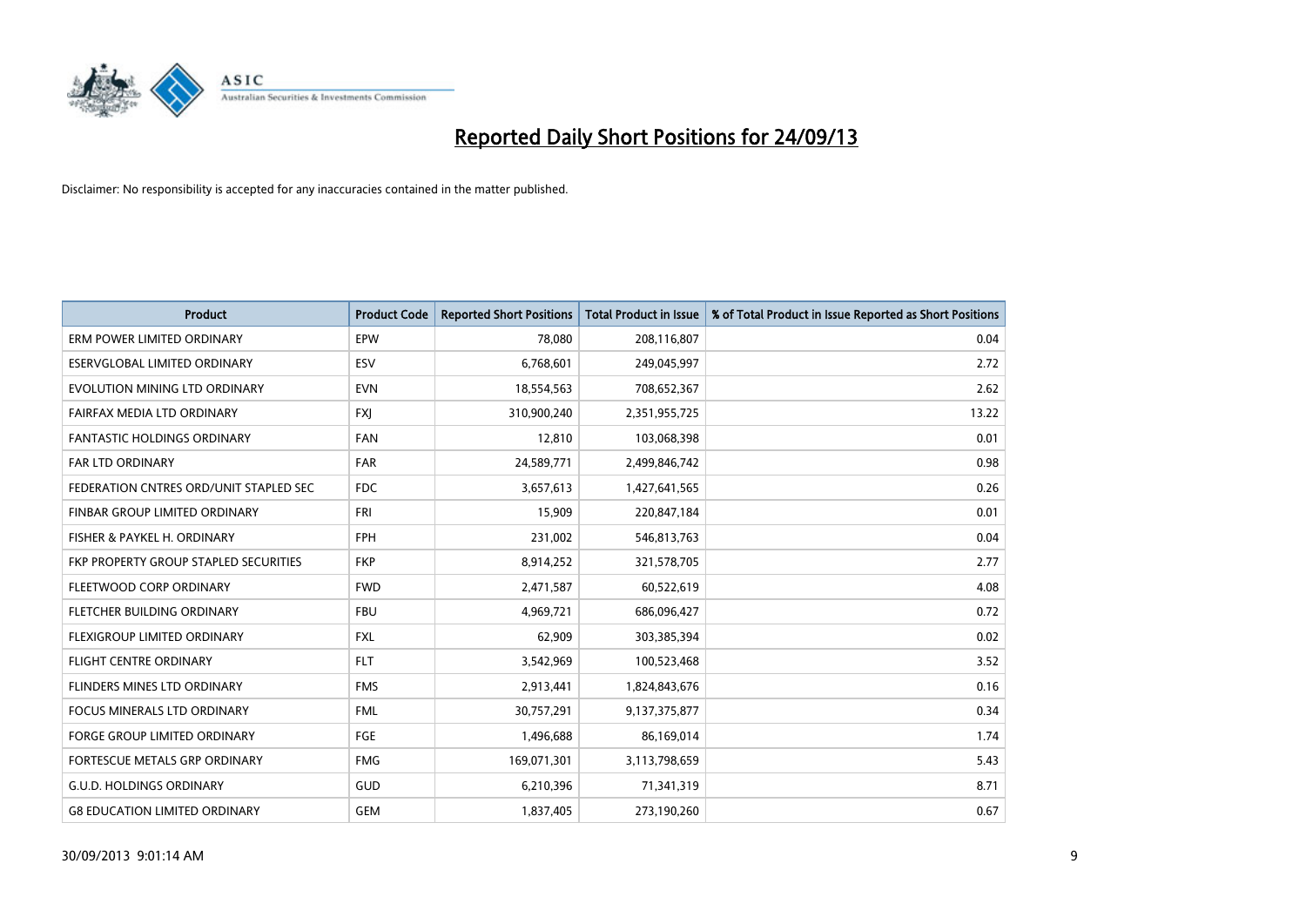# Reported Daily Short Positions for 24/09/13

Disclaimer: No responsibility is accepted for any inaccuracies contained in the matter published.

| Product | Product Code | Reported Short Positions | Total Product in Issue | % of Total Product in Issue Reported as Short Positions |
|---|---|---|---|---|
| ERM POWER LIMITED ORDINARY | EPW | 78,080 | 208,116,807 | 0.04 |
| ESERVGLOBAL LIMITED ORDINARY | ESV | 6,768,601 | 249,045,997 | 2.72 |
| EVOLUTION MINING LTD ORDINARY | EVN | 18,554,563 | 708,652,367 | 2.62 |
| FAIRFAX MEDIA LTD ORDINARY | FXJ | 310,900,240 | 2,351,955,725 | 13.22 |
| FANTASTIC HOLDINGS ORDINARY | FAN | 12,810 | 103,068,398 | 0.01 |
| FAR LTD ORDINARY | FAR | 24,589,771 | 2,499,846,742 | 0.98 |
| FEDERATION CNTRES ORD/UNIT STAPLED SEC | FDC | 3,657,613 | 1,427,641,565 | 0.26 |
| FINBAR GROUP LIMITED ORDINARY | FRI | 15,909 | 220,847,184 | 0.01 |
| FISHER & PAYKEL H. ORDINARY | FPH | 231,002 | 546,813,763 | 0.04 |
| FKP PROPERTY GROUP STAPLED SECURITIES | FKP | 8,914,252 | 321,578,705 | 2.77 |
| FLEETWOOD CORP ORDINARY | FWD | 2,471,587 | 60,522,619 | 4.08 |
| FLETCHER BUILDING ORDINARY | FBU | 4,969,721 | 686,096,427 | 0.72 |
| FLEXIGROUP LIMITED ORDINARY | FXL | 62,909 | 303,385,394 | 0.02 |
| FLIGHT CENTRE ORDINARY | FLT | 3,542,969 | 100,523,468 | 3.52 |
| FLINDERS MINES LTD ORDINARY | FMS | 2,913,441 | 1,824,843,676 | 0.16 |
| FOCUS MINERALS LTD ORDINARY | FML | 30,757,291 | 9,137,375,877 | 0.34 |
| FORGE GROUP LIMITED ORDINARY | FGE | 1,496,688 | 86,169,014 | 1.74 |
| FORTESCUE METALS GRP ORDINARY | FMG | 169,071,301 | 3,113,798,659 | 5.43 |
| G.U.D. HOLDINGS ORDINARY | GUD | 6,210,396 | 71,341,319 | 8.71 |
| G8 EDUCATION LIMITED ORDINARY | GEM | 1,837,405 | 273,190,260 | 0.67 |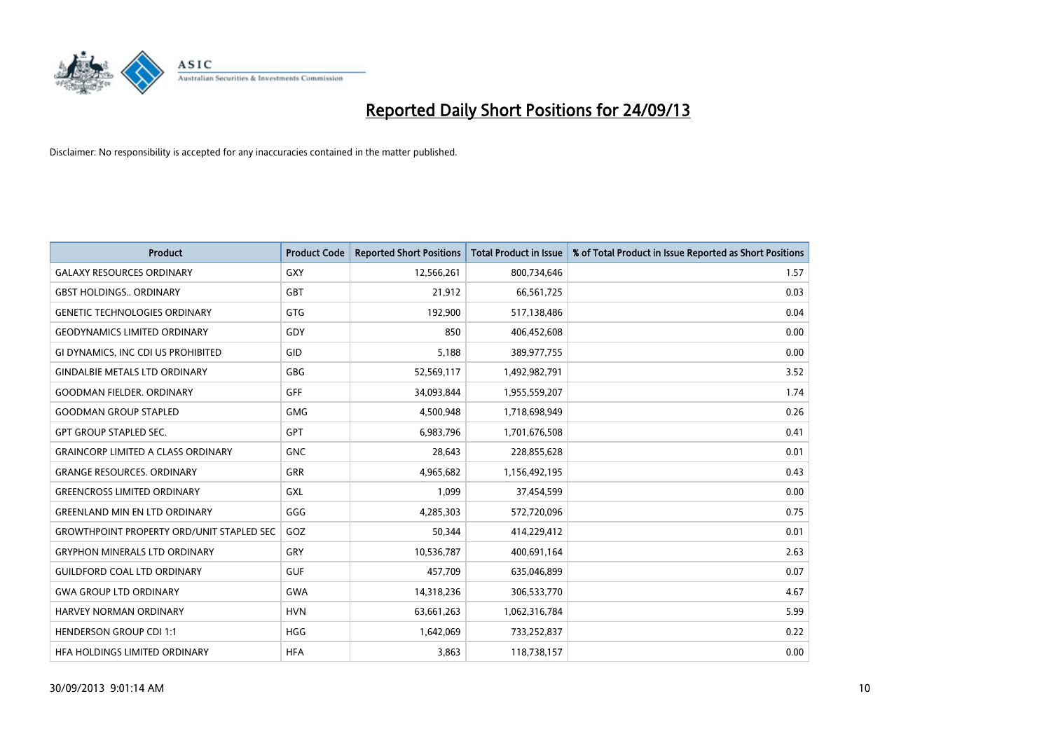# Reported Daily Short Positions for 24/09/13

Disclaimer: No responsibility is accepted for any inaccuracies contained in the matter published.

| Product | Product Code | Reported Short Positions | Total Product in Issue | % of Total Product in Issue Reported as Short Positions |
|---|---|---|---|---|
| GALAXY RESOURCES ORDINARY | GXY | 12,566,261 | 800,734,646 | 1.57 |
| GBST HOLDINGS.. ORDINARY | GBT | 21,912 | 66,561,725 | 0.03 |
| GENETIC TECHNOLOGIES ORDINARY | GTG | 192,900 | 517,138,486 | 0.04 |
| GEODYNAMICS LIMITED ORDINARY | GDY | 850 | 406,452,608 | 0.00 |
| GI DYNAMICS, INC CDI US PROHIBITED | GID | 5,188 | 389,977,755 | 0.00 |
| GINDALBIE METALS LTD ORDINARY | GBG | 52,569,117 | 1,492,982,791 | 3.52 |
| GOODMAN FIELDER. ORDINARY | GFF | 34,093,844 | 1,955,559,207 | 1.74 |
| GOODMAN GROUP STAPLED | GMG | 4,500,948 | 1,718,698,949 | 0.26 |
| GPT GROUP STAPLED SEC. | GPT | 6,983,796 | 1,701,676,508 | 0.41 |
| GRAINCORP LIMITED A CLASS ORDINARY | GNC | 28,643 | 228,855,628 | 0.01 |
| GRANGE RESOURCES. ORDINARY | GRR | 4,965,682 | 1,156,492,195 | 0.43 |
| GREENCROSS LIMITED ORDINARY | GXL | 1,099 | 37,454,599 | 0.00 |
| GREENLAND MIN EN LTD ORDINARY | GGG | 4,285,303 | 572,720,096 | 0.75 |
| GROWTHPOINT PROPERTY ORD/UNIT STAPLED SEC | GOZ | 50,344 | 414,229,412 | 0.01 |
| GRYPHON MINERALS LTD ORDINARY | GRY | 10,536,787 | 400,691,164 | 2.63 |
| GUILDFORD COAL LTD ORDINARY | GUF | 457,709 | 635,046,899 | 0.07 |
| GWA GROUP LTD ORDINARY | GWA | 14,318,236 | 306,533,770 | 4.67 |
| HARVEY NORMAN ORDINARY | HVN | 63,661,263 | 1,062,316,784 | 5.99 |
| HENDERSON GROUP CDI 1:1 | HGG | 1,642,069 | 733,252,837 | 0.22 |
| HFA HOLDINGS LIMITED ORDINARY | HFA | 3,863 | 118,738,157 | 0.00 |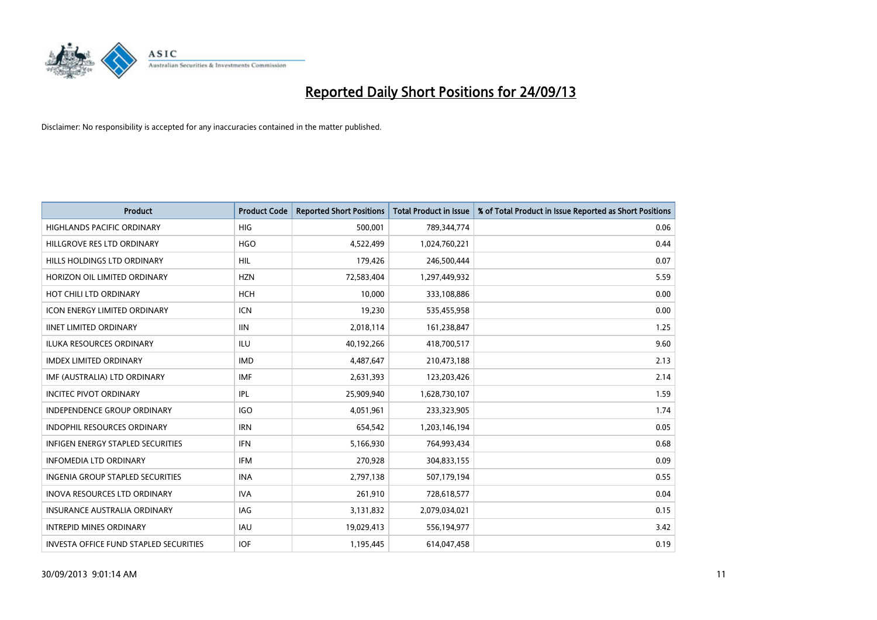# Reported Daily Short Positions for 24/09/13

Disclaimer: No responsibility is accepted for any inaccuracies contained in the matter published.

| Product | Product Code | Reported Short Positions | Total Product in Issue | % of Total Product in Issue Reported as Short Positions |
|---|---|---|---|---|
| HIGHLANDS PACIFIC ORDINARY | HIG | 500,001 | 789,344,774 | 0.06 |
| HILLGROVE RES LTD ORDINARY | HGO | 4,522,499 | 1,024,760,221 | 0.44 |
| HILLS HOLDINGS LTD ORDINARY | HIL | 179,426 | 246,500,444 | 0.07 |
| HORIZON OIL LIMITED ORDINARY | HZN | 72,583,404 | 1,297,449,932 | 5.59 |
| HOT CHILI LTD ORDINARY | HCH | 10,000 | 333,108,886 | 0.00 |
| ICON ENERGY LIMITED ORDINARY | ICN | 19,230 | 535,455,958 | 0.00 |
| IINET LIMITED ORDINARY | IIN | 2,018,114 | 161,238,847 | 1.25 |
| ILUKA RESOURCES ORDINARY | ILU | 40,192,266 | 418,700,517 | 9.60 |
| IMDEX LIMITED ORDINARY | IMD | 4,487,647 | 210,473,188 | 2.13 |
| IMF (AUSTRALIA) LTD ORDINARY | IMF | 2,631,393 | 123,203,426 | 2.14 |
| INCITEC PIVOT ORDINARY | IPL | 25,909,940 | 1,628,730,107 | 1.59 |
| INDEPENDENCE GROUP ORDINARY | IGO | 4,051,961 | 233,323,905 | 1.74 |
| INDOPHIL RESOURCES ORDINARY | IRN | 654,542 | 1,203,146,194 | 0.05 |
| INFIGEN ENERGY STAPLED SECURITIES | IFN | 5,166,930 | 764,993,434 | 0.68 |
| INFOMEDIA LTD ORDINARY | IFM | 270,928 | 304,833,155 | 0.09 |
| INGENIA GROUP STAPLED SECURITIES | INA | 2,797,138 | 507,179,194 | 0.55 |
| INOVA RESOURCES LTD ORDINARY | IVA | 261,910 | 728,618,577 | 0.04 |
| INSURANCE AUSTRALIA ORDINARY | IAG | 3,131,832 | 2,079,034,021 | 0.15 |
| INTREPID MINES ORDINARY | IAU | 19,029,413 | 556,194,977 | 3.42 |
| INVESTA OFFICE FUND STAPLED SECURITIES | IOF | 1,195,445 | 614,047,458 | 0.19 |

30/09/2013 9:01:14 AM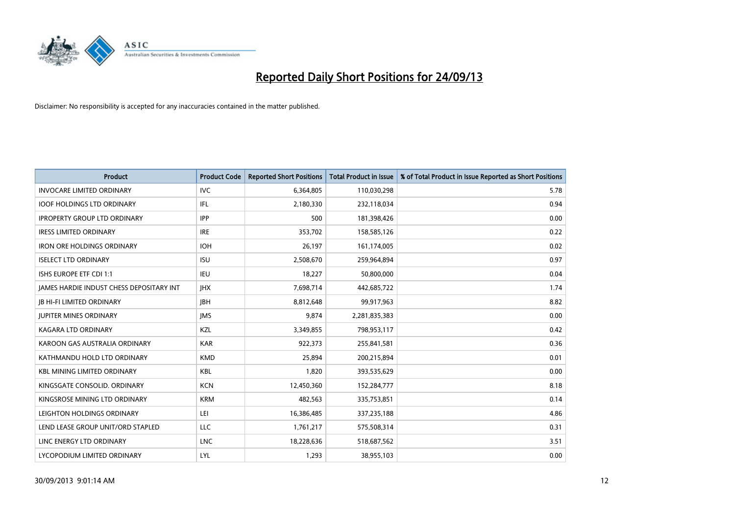# Reported Daily Short Positions for 24/09/13

Disclaimer: No responsibility is accepted for any inaccuracies contained in the matter published.

| Product | Product Code | Reported Short Positions | Total Product in Issue | % of Total Product in Issue Reported as Short Positions |
|---|---|---|---|---|
| INVOCARE LIMITED ORDINARY | IVC | 6,364,805 | 110,030,298 | 5.78 |
| IOOF HOLDINGS LTD ORDINARY | IFL | 2,180,330 | 232,118,034 | 0.94 |
| IPROPERTY GROUP LTD ORDINARY | IPP | 500 | 181,398,426 | 0.00 |
| IRESS LIMITED ORDINARY | IRE | 353,702 | 158,585,126 | 0.22 |
| IRON ORE HOLDINGS ORDINARY | IOH | 26,197 | 161,174,005 | 0.02 |
| ISELECT LTD ORDINARY | ISU | 2,508,670 | 259,964,894 | 0.97 |
| ISHS EUROPE ETF CDI 1:1 | IEU | 18,227 | 50,800,000 | 0.04 |
| JAMES HARDIE INDUST CHESS DEPOSITARY INT | JHX | 7,698,714 | 442,685,722 | 1.74 |
| JB HI-FI LIMITED ORDINARY | JBH | 8,812,648 | 99,917,963 | 8.82 |
| JUPITER MINES ORDINARY | JMS | 9,874 | 2,281,835,383 | 0.00 |
| KAGARA LTD ORDINARY | KZL | 3,349,855 | 798,953,117 | 0.42 |
| KAROON GAS AUSTRALIA ORDINARY | KAR | 922,373 | 255,841,581 | 0.36 |
| KATHMANDU HOLD LTD ORDINARY | KMD | 25,894 | 200,215,894 | 0.01 |
| KBL MINING LIMITED ORDINARY | KBL | 1,820 | 393,535,629 | 0.00 |
| KINGSGATE CONSOLID. ORDINARY | KCN | 12,450,360 | 152,284,777 | 8.18 |
| KINGSROSE MINING LTD ORDINARY | KRM | 482,563 | 335,753,851 | 0.14 |
| LEIGHTON HOLDINGS ORDINARY | LEI | 16,386,485 | 337,235,188 | 4.86 |
| LEND LEASE GROUP UNIT/ORD STAPLED | LLC | 1,761,217 | 575,508,314 | 0.31 |
| LINC ENERGY LTD ORDINARY | LNC | 18,228,636 | 518,687,562 | 3.51 |
| LYCOPODIUM LIMITED ORDINARY | LYL | 1,293 | 38,955,103 | 0.00 |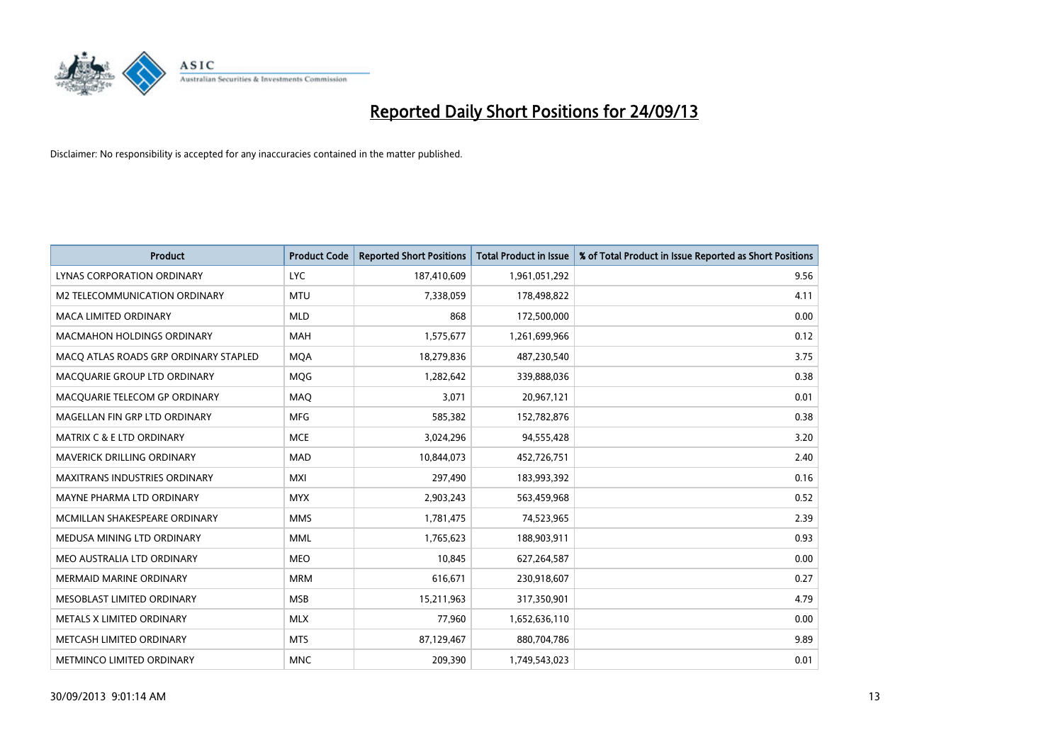# Reported Daily Short Positions for 24/09/13

Disclaimer: No responsibility is accepted for any inaccuracies contained in the matter published.

| Product | Product Code | Reported Short Positions | Total Product in Issue | % of Total Product in Issue Reported as Short Positions |
|---|---|---|---|---|
| LYNAS CORPORATION ORDINARY | LYC | 187,410,609 | 1,961,051,292 | 9.56 |
| M2 TELECOMMUNICATION ORDINARY | MTU | 7,338,059 | 178,498,822 | 4.11 |
| MACA LIMITED ORDINARY | MLD | 868 | 172,500,000 | 0.00 |
| MACMAHON HOLDINGS ORDINARY | MAH | 1,575,677 | 1,261,699,966 | 0.12 |
| MACQ ATLAS ROADS GRP ORDINARY STAPLED | MQA | 18,279,836 | 487,230,540 | 3.75 |
| MACQUARIE GROUP LTD ORDINARY | MQG | 1,282,642 | 339,888,036 | 0.38 |
| MACQUARIE TELECOM GP ORDINARY | MAQ | 3,071 | 20,967,121 | 0.01 |
| MAGELLAN FIN GRP LTD ORDINARY | MFG | 585,382 | 152,782,876 | 0.38 |
| MATRIX C & E LTD ORDINARY | MCE | 3,024,296 | 94,555,428 | 3.20 |
| MAVERICK DRILLING ORDINARY | MAD | 10,844,073 | 452,726,751 | 2.40 |
| MAXITRANS INDUSTRIES ORDINARY | MXI | 297,490 | 183,993,392 | 0.16 |
| MAYNE PHARMA LTD ORDINARY | MYX | 2,903,243 | 563,459,968 | 0.52 |
| MCMILLAN SHAKESPEARE ORDINARY | MMS | 1,781,475 | 74,523,965 | 2.39 |
| MEDUSA MINING LTD ORDINARY | MML | 1,765,623 | 188,903,911 | 0.93 |
| MEO AUSTRALIA LTD ORDINARY | MEO | 10,845 | 627,264,587 | 0.00 |
| MERMAID MARINE ORDINARY | MRM | 616,671 | 230,918,607 | 0.27 |
| MESOBLAST LIMITED ORDINARY | MSB | 15,211,963 | 317,350,901 | 4.79 |
| METALS X LIMITED ORDINARY | MLX | 77,960 | 1,652,636,110 | 0.00 |
| METCASH LIMITED ORDINARY | MTS | 87,129,467 | 880,704,786 | 9.89 |
| METMINCO LIMITED ORDINARY | MNC | 209,390 | 1,749,543,023 | 0.01 |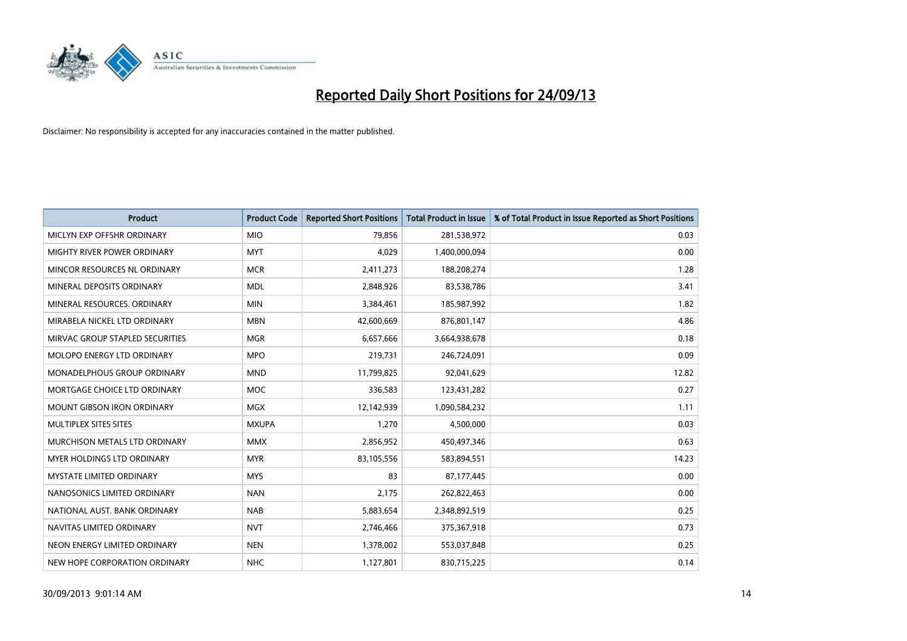# Reported Daily Short Positions for 24/09/13

Disclaimer: No responsibility is accepted for any inaccuracies contained in the matter published.

| Product | Product Code | Reported Short Positions | Total Product in Issue | % of Total Product in Issue Reported as Short Positions |
|---|---|---|---|---|
| MICLYN EXP OFFSHR ORDINARY | MIO | 79,856 | 281,538,972 | 0.03 |
| MIGHTY RIVER POWER ORDINARY | MYT | 4,029 | 1,400,000,094 | 0.00 |
| MINCOR RESOURCES NL ORDINARY | MCR | 2,411,273 | 188,208,274 | 1.28 |
| MINERAL DEPOSITS ORDINARY | MDL | 2,848,926 | 83,538,786 | 3.41 |
| MINERAL RESOURCES. ORDINARY | MIN | 3,384,461 | 185,987,992 | 1.82 |
| MIRABELA NICKEL LTD ORDINARY | MBN | 42,600,669 | 876,801,147 | 4.86 |
| MIRVAC GROUP STAPLED SECURITIES | MGR | 6,657,666 | 3,664,938,678 | 0.18 |
| MOLOPO ENERGY LTD ORDINARY | MPO | 219,731 | 246,724,091 | 0.09 |
| MONADELPHOUS GROUP ORDINARY | MND | 11,799,825 | 92,041,629 | 12.82 |
| MORTGAGE CHOICE LTD ORDINARY | MOC | 336,583 | 123,431,282 | 0.27 |
| MOUNT GIBSON IRON ORDINARY | MGX | 12,142,939 | 1,090,584,232 | 1.11 |
| MULTIPLEX SITES SITES | MXUPA | 1,270 | 4,500,000 | 0.03 |
| MURCHISON METALS LTD ORDINARY | MMX | 2,856,952 | 450,497,346 | 0.63 |
| MYER HOLDINGS LTD ORDINARY | MYR | 83,105,556 | 583,894,551 | 14.23 |
| MYSTATE LIMITED ORDINARY | MYS | 83 | 87,177,445 | 0.00 |
| NANOSONICS LIMITED ORDINARY | NAN | 2,175 | 262,822,463 | 0.00 |
| NATIONAL AUST. BANK ORDINARY | NAB | 5,883,654 | 2,348,892,519 | 0.25 |
| NAVITAS LIMITED ORDINARY | NVT | 2,746,466 | 375,367,918 | 0.73 |
| NEON ENERGY LIMITED ORDINARY | NEN | 1,378,002 | 553,037,848 | 0.25 |
| NEW HOPE CORPORATION ORDINARY | NHC | 1,127,801 | 830,715,225 | 0.14 |

30/09/2013 9:01:14 AM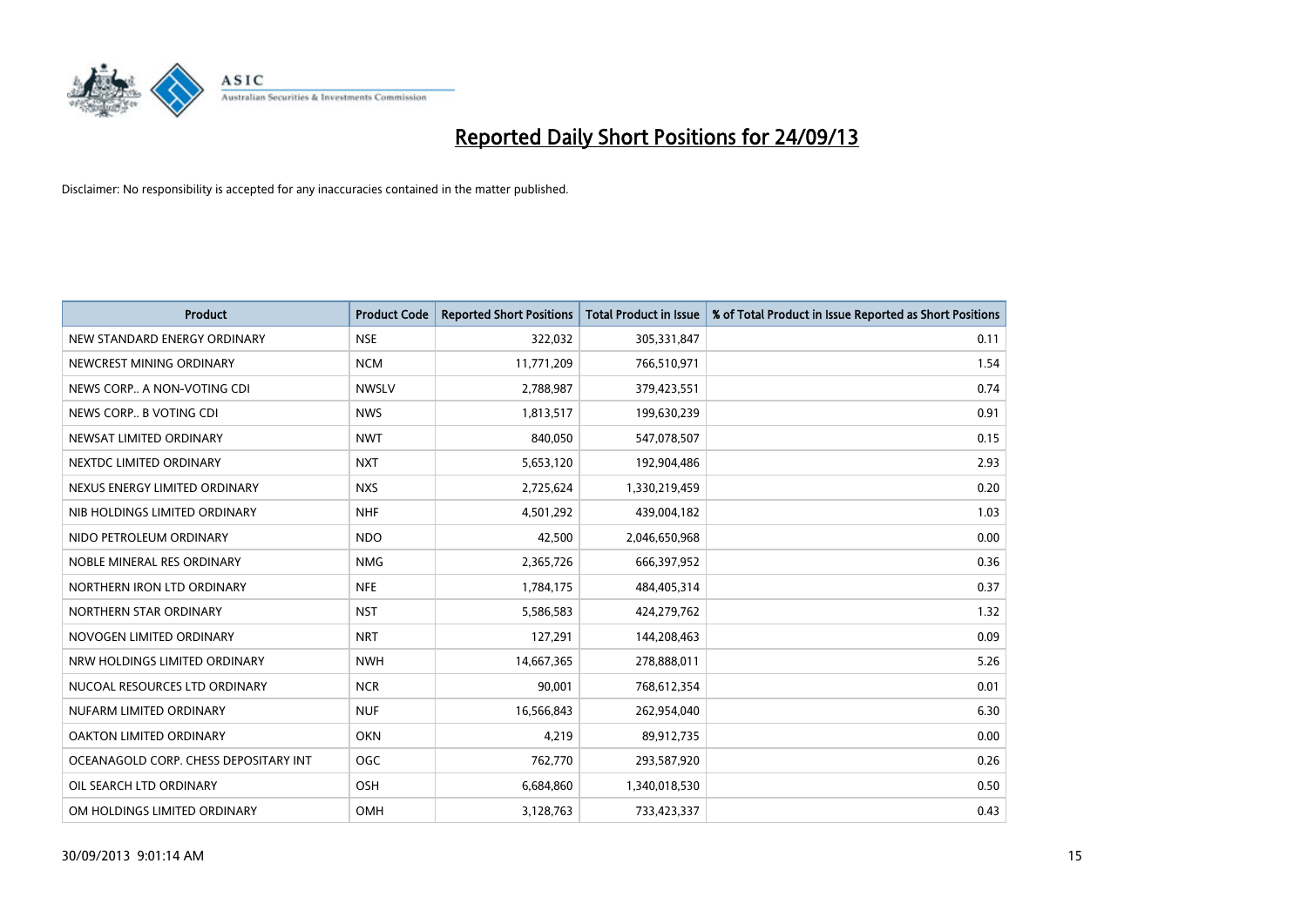# Reported Daily Short Positions for 24/09/13

Disclaimer: No responsibility is accepted for any inaccuracies contained in the matter published.

| Product | Product Code | Reported Short Positions | Total Product in Issue | % of Total Product in Issue Reported as Short Positions |
|---|---|---|---|---|
| NEW STANDARD ENERGY ORDINARY | NSE | 322,032 | 305,331,847 | 0.11 |
| NEWCREST MINING ORDINARY | NCM | 11,771,209 | 766,510,971 | 1.54 |
| NEWS CORP.. A NON-VOTING CDI | NWSLV | 2,788,987 | 379,423,551 | 0.74 |
| NEWS CORP.. B VOTING CDI | NWS | 1,813,517 | 199,630,239 | 0.91 |
| NEWSAT LIMITED ORDINARY | NWT | 840,050 | 547,078,507 | 0.15 |
| NEXTDC LIMITED ORDINARY | NXT | 5,653,120 | 192,904,486 | 2.93 |
| NEXUS ENERGY LIMITED ORDINARY | NXS | 2,725,624 | 1,330,219,459 | 0.20 |
| NIB HOLDINGS LIMITED ORDINARY | NHF | 4,501,292 | 439,004,182 | 1.03 |
| NIDO PETROLEUM ORDINARY | NDO | 42,500 | 2,046,650,968 | 0.00 |
| NOBLE MINERAL RES ORDINARY | NMG | 2,365,726 | 666,397,952 | 0.36 |
| NORTHERN IRON LTD ORDINARY | NFE | 1,784,175 | 484,405,314 | 0.37 |
| NORTHERN STAR ORDINARY | NST | 5,586,583 | 424,279,762 | 1.32 |
| NOVOGEN LIMITED ORDINARY | NRT | 127,291 | 144,208,463 | 0.09 |
| NRW HOLDINGS LIMITED ORDINARY | NWH | 14,667,365 | 278,888,011 | 5.26 |
| NUCOAL RESOURCES LTD ORDINARY | NCR | 90,001 | 768,612,354 | 0.01 |
| NUFARM LIMITED ORDINARY | NUF | 16,566,843 | 262,954,040 | 6.30 |
| OAKTON LIMITED ORDINARY | OKN | 4,219 | 89,912,735 | 0.00 |
| OCEANAGOLD CORP. CHESS DEPOSITARY INT | OGC | 762,770 | 293,587,920 | 0.26 |
| OIL SEARCH LTD ORDINARY | OSH | 6,684,860 | 1,340,018,530 | 0.50 |
| OM HOLDINGS LIMITED ORDINARY | OMH | 3,128,763 | 733,423,337 | 0.43 |

30/09/2013 9:01:14 AM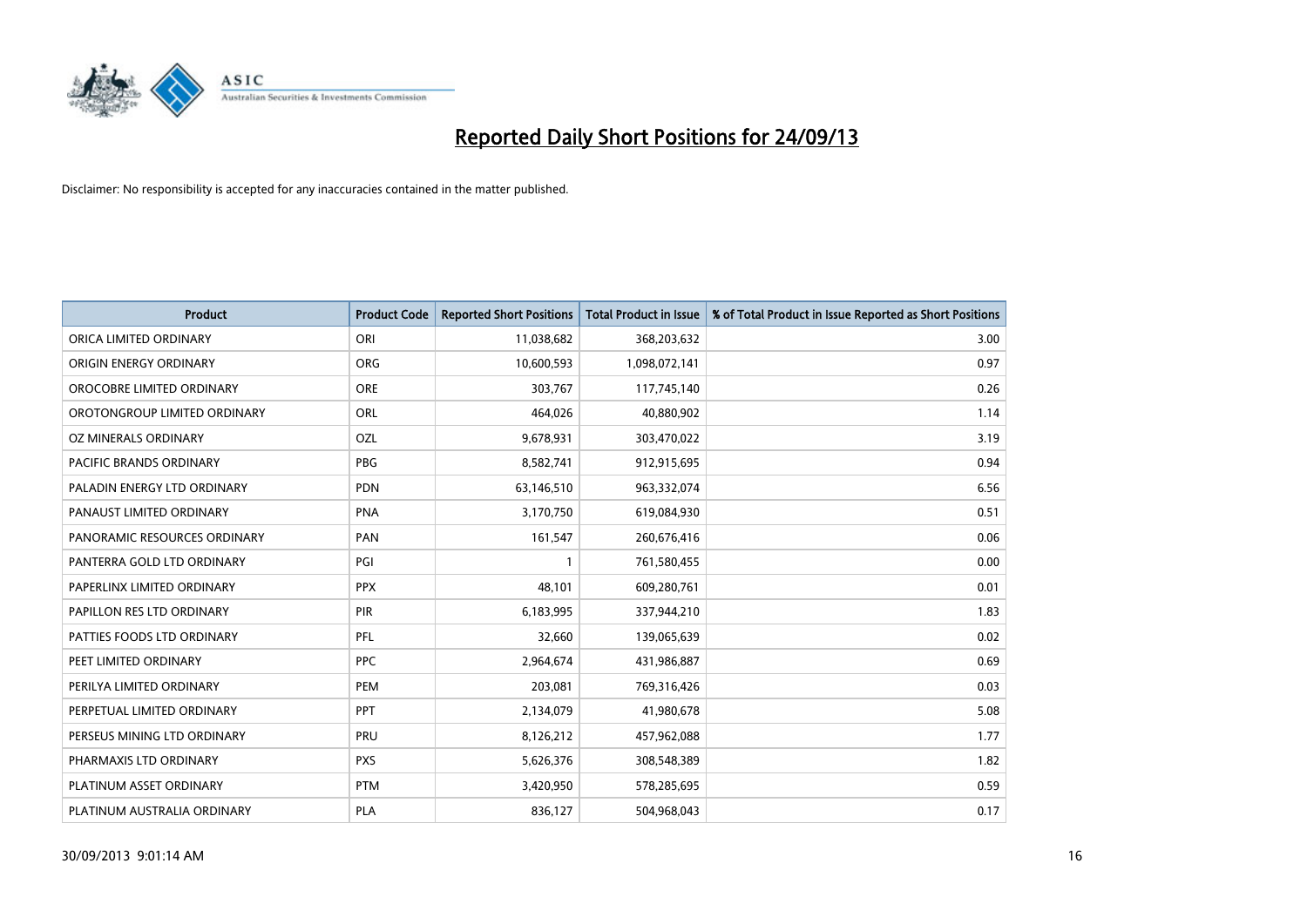# Reported Daily Short Positions for 24/09/13

Disclaimer: No responsibility is accepted for any inaccuracies contained in the matter published.

| Product | Product Code | Reported Short Positions | Total Product in Issue | % of Total Product in Issue Reported as Short Positions |
|---|---|---|---|---|
| ORICA LIMITED ORDINARY | ORI | 11,038,682 | 368,203,632 | 3.00 |
| ORIGIN ENERGY ORDINARY | ORG | 10,600,593 | 1,098,072,141 | 0.97 |
| OROCOBRE LIMITED ORDINARY | ORE | 303,767 | 117,745,140 | 0.26 |
| OROTONGROUP LIMITED ORDINARY | ORL | 464,026 | 40,880,902 | 1.14 |
| OZ MINERALS ORDINARY | OZL | 9,678,931 | 303,470,022 | 3.19 |
| PACIFIC BRANDS ORDINARY | PBG | 8,582,741 | 912,915,695 | 0.94 |
| PALADIN ENERGY LTD ORDINARY | PDN | 63,146,510 | 963,332,074 | 6.56 |
| PANAUST LIMITED ORDINARY | PNA | 3,170,750 | 619,084,930 | 0.51 |
| PANORAMIC RESOURCES ORDINARY | PAN | 161,547 | 260,676,416 | 0.06 |
| PANTERRA GOLD LTD ORDINARY | PGI | 1 | 761,580,455 | 0.00 |
| PAPERLINX LIMITED ORDINARY | PPX | 48,101 | 609,280,761 | 0.01 |
| PAPILLON RES LTD ORDINARY | PIR | 6,183,995 | 337,944,210 | 1.83 |
| PATTIES FOODS LTD ORDINARY | PFL | 32,660 | 139,065,639 | 0.02 |
| PEET LIMITED ORDINARY | PPC | 2,964,674 | 431,986,887 | 0.69 |
| PERILYA LIMITED ORDINARY | PEM | 203,081 | 769,316,426 | 0.03 |
| PERPETUAL LIMITED ORDINARY | PPT | 2,134,079 | 41,980,678 | 5.08 |
| PERSEUS MINING LTD ORDINARY | PRU | 8,126,212 | 457,962,088 | 1.77 |
| PHARMAXIS LTD ORDINARY | PXS | 5,626,376 | 308,548,389 | 1.82 |
| PLATINUM ASSET ORDINARY | PTM | 3,420,950 | 578,285,695 | 0.59 |
| PLATINUM AUSTRALIA ORDINARY | PLA | 836,127 | 504,968,043 | 0.17 |

30/09/2013 9:01:14 AM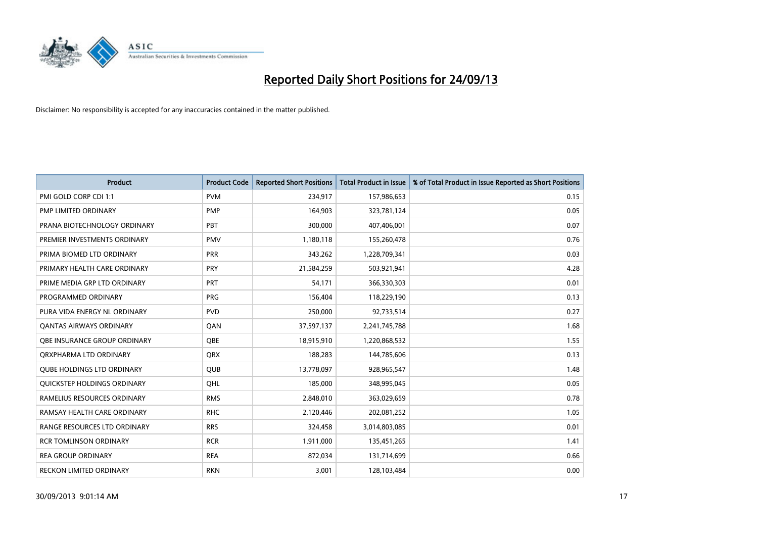# Reported Daily Short Positions for 24/09/13

Disclaimer: No responsibility is accepted for any inaccuracies contained in the matter published.

| Product | Product Code | Reported Short Positions | Total Product in Issue | % of Total Product in Issue Reported as Short Positions |
|---|---|---|---|---|
| PMI GOLD CORP CDI 1:1 | PVM | 234,917 | 157,986,653 | 0.15 |
| PMP LIMITED ORDINARY | PMP | 164,903 | 323,781,124 | 0.05 |
| PRANA BIOTECHNOLOGY ORDINARY | PBT | 300,000 | 407,406,001 | 0.07 |
| PREMIER INVESTMENTS ORDINARY | PMV | 1,180,118 | 155,260,478 | 0.76 |
| PRIMA BIOMED LTD ORDINARY | PRR | 343,262 | 1,228,709,341 | 0.03 |
| PRIMARY HEALTH CARE ORDINARY | PRY | 21,584,259 | 503,921,941 | 4.28 |
| PRIME MEDIA GRP LTD ORDINARY | PRT | 54,171 | 366,330,303 | 0.01 |
| PROGRAMMED ORDINARY | PRG | 156,404 | 118,229,190 | 0.13 |
| PURA VIDA ENERGY NL ORDINARY | PVD | 250,000 | 92,733,514 | 0.27 |
| QANTAS AIRWAYS ORDINARY | QAN | 37,597,137 | 2,241,745,788 | 1.68 |
| QBE INSURANCE GROUP ORDINARY | QBE | 18,915,910 | 1,220,868,532 | 1.55 |
| QRXPHARMA LTD ORDINARY | QRX | 188,283 | 144,785,606 | 0.13 |
| QUBE HOLDINGS LTD ORDINARY | QUB | 13,778,097 | 928,965,547 | 1.48 |
| QUICKSTEP HOLDINGS ORDINARY | QHL | 185,000 | 348,995,045 | 0.05 |
| RAMELIUS RESOURCES ORDINARY | RMS | 2,848,010 | 363,029,659 | 0.78 |
| RAMSAY HEALTH CARE ORDINARY | RHC | 2,120,446 | 202,081,252 | 1.05 |
| RANGE RESOURCES LTD ORDINARY | RRS | 324,458 | 3,014,803,085 | 0.01 |
| RCR TOMLINSON ORDINARY | RCR | 1,911,000 | 135,451,265 | 1.41 |
| REA GROUP ORDINARY | REA | 872,034 | 131,714,699 | 0.66 |
| RECKON LIMITED ORDINARY | RKN | 3,001 | 128,103,484 | 0.00 |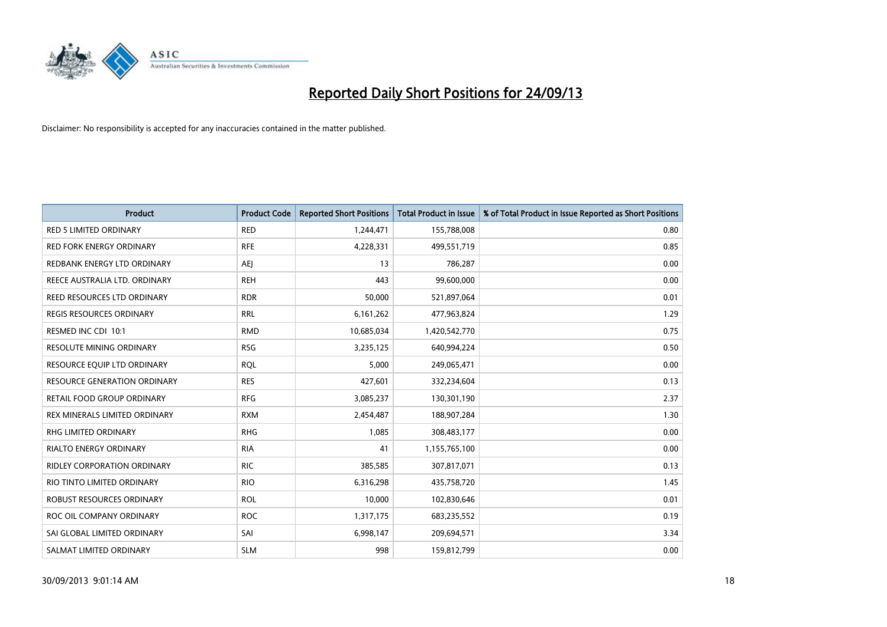# Reported Daily Short Positions for 24/09/13

Disclaimer: No responsibility is accepted for any inaccuracies contained in the matter published.

| Product | Product Code | Reported Short Positions | Total Product in Issue | % of Total Product in Issue Reported as Short Positions |
|---|---|---|---|---|
| RED 5 LIMITED ORDINARY | RED | 1,244,471 | 155,788,008 | 0.80 |
| RED FORK ENERGY ORDINARY | RFE | 4,228,331 | 499,551,719 | 0.85 |
| REDBANK ENERGY LTD ORDINARY | AEJ | 13 | 786,287 | 0.00 |
| REECE AUSTRALIA LTD. ORDINARY | REH | 443 | 99,600,000 | 0.00 |
| REED RESOURCES LTD ORDINARY | RDR | 50,000 | 521,897,064 | 0.01 |
| REGIS RESOURCES ORDINARY | RRL | 6,161,262 | 477,963,824 | 1.29 |
| RESMED INC CDI 10:1 | RMD | 10,685,034 | 1,420,542,770 | 0.75 |
| RESOLUTE MINING ORDINARY | RSG | 3,235,125 | 640,994,224 | 0.50 |
| RESOURCE EQUIP LTD ORDINARY | RQL | 5,000 | 249,065,471 | 0.00 |
| RESOURCE GENERATION ORDINARY | RES | 427,601 | 332,234,604 | 0.13 |
| RETAIL FOOD GROUP ORDINARY | RFG | 3,085,237 | 130,301,190 | 2.37 |
| REX MINERALS LIMITED ORDINARY | RXM | 2,454,487 | 188,907,284 | 1.30 |
| RHG LIMITED ORDINARY | RHG | 1,085 | 308,483,177 | 0.00 |
| RIALTO ENERGY ORDINARY | RIA | 41 | 1,155,765,100 | 0.00 |
| RIDLEY CORPORATION ORDINARY | RIC | 385,585 | 307,817,071 | 0.13 |
| RIO TINTO LIMITED ORDINARY | RIO | 6,316,298 | 435,758,720 | 1.45 |
| ROBUST RESOURCES ORDINARY | ROL | 10,000 | 102,830,646 | 0.01 |
| ROC OIL COMPANY ORDINARY | ROC | 1,317,175 | 683,235,552 | 0.19 |
| SAI GLOBAL LIMITED ORDINARY | SAI | 6,998,147 | 209,694,571 | 3.34 |
| SALMAT LIMITED ORDINARY | SLM | 998 | 159,812,799 | 0.00 |

30/09/2013 9:01:14 AM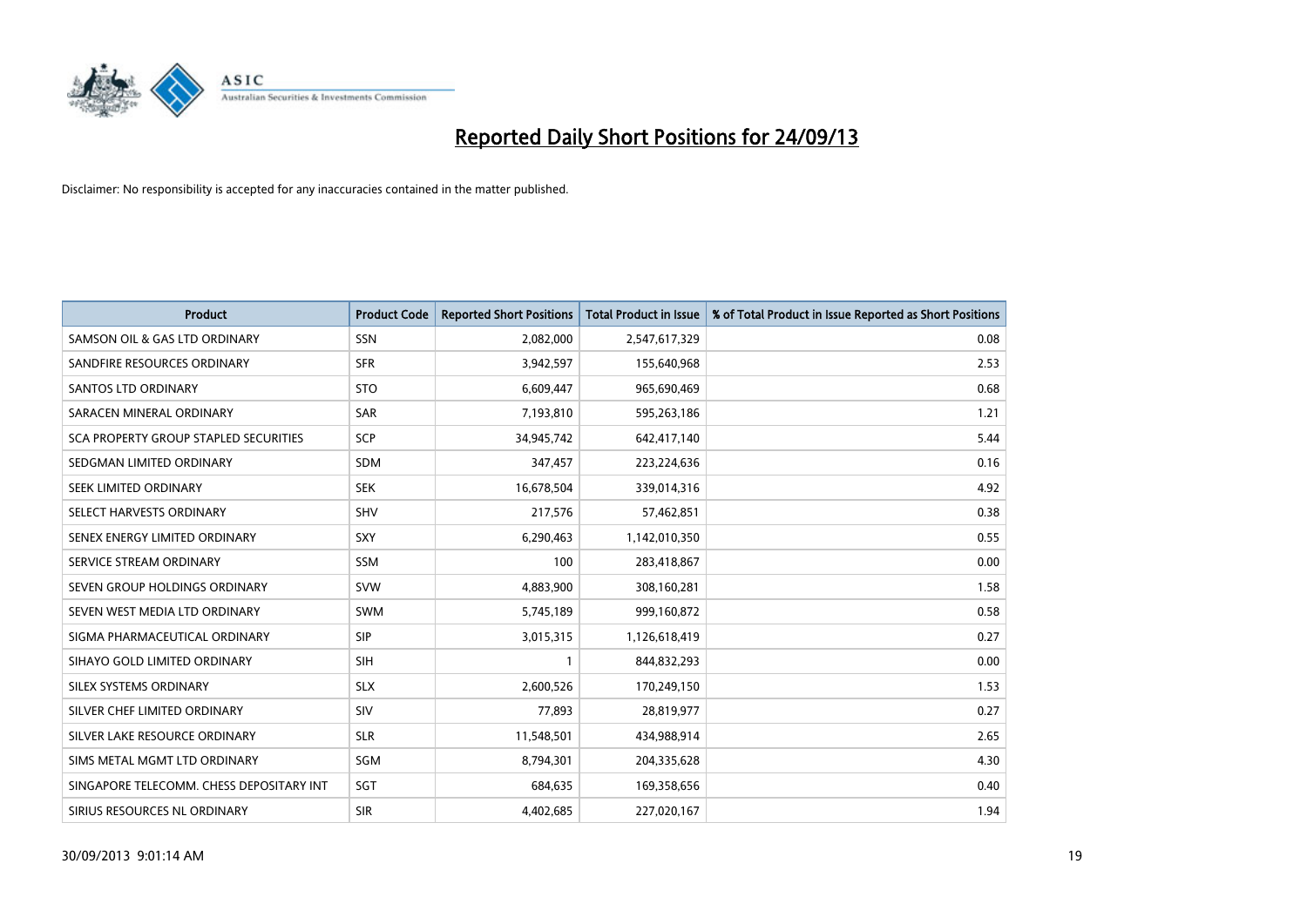# Reported Daily Short Positions for 24/09/13

Disclaimer: No responsibility is accepted for any inaccuracies contained in the matter published.

| Product | Product Code | Reported Short Positions | Total Product in Issue | % of Total Product in Issue Reported as Short Positions |
|---|---|---|---|---|
| SAMSON OIL & GAS LTD ORDINARY | SSN | 2,082,000 | 2,547,617,329 | 0.08 |
| SANDFIRE RESOURCES ORDINARY | SFR | 3,942,597 | 155,640,968 | 2.53 |
| SANTOS LTD ORDINARY | STO | 6,609,447 | 965,690,469 | 0.68 |
| SARACEN MINERAL ORDINARY | SAR | 7,193,810 | 595,263,186 | 1.21 |
| SCA PROPERTY GROUP STAPLED SECURITIES | SCP | 34,945,742 | 642,417,140 | 5.44 |
| SEDGMAN LIMITED ORDINARY | SDM | 347,457 | 223,224,636 | 0.16 |
| SEEK LIMITED ORDINARY | SEK | 16,678,504 | 339,014,316 | 4.92 |
| SELECT HARVESTS ORDINARY | SHV | 217,576 | 57,462,851 | 0.38 |
| SENEX ENERGY LIMITED ORDINARY | SXY | 6,290,463 | 1,142,010,350 | 0.55 |
| SERVICE STREAM ORDINARY | SSM | 100 | 283,418,867 | 0.00 |
| SEVEN GROUP HOLDINGS ORDINARY | SVW | 4,883,900 | 308,160,281 | 1.58 |
| SEVEN WEST MEDIA LTD ORDINARY | SWM | 5,745,189 | 999,160,872 | 0.58 |
| SIGMA PHARMACEUTICAL ORDINARY | SIP | 3,015,315 | 1,126,618,419 | 0.27 |
| SIHAYO GOLD LIMITED ORDINARY | SIH | 1 | 844,832,293 | 0.00 |
| SILEX SYSTEMS ORDINARY | SLX | 2,600,526 | 170,249,150 | 1.53 |
| SILVER CHEF LIMITED ORDINARY | SIV | 77,893 | 28,819,977 | 0.27 |
| SILVER LAKE RESOURCE ORDINARY | SLR | 11,548,501 | 434,988,914 | 2.65 |
| SIMS METAL MGMT LTD ORDINARY | SGM | 8,794,301 | 204,335,628 | 4.30 |
| SINGAPORE TELECOMM. CHESS DEPOSITARY INT | SGT | 684,635 | 169,358,656 | 0.40 |
| SIRIUS RESOURCES NL ORDINARY | SIR | 4,402,685 | 227,020,167 | 1.94 |

30/09/2013 9:01:14 AM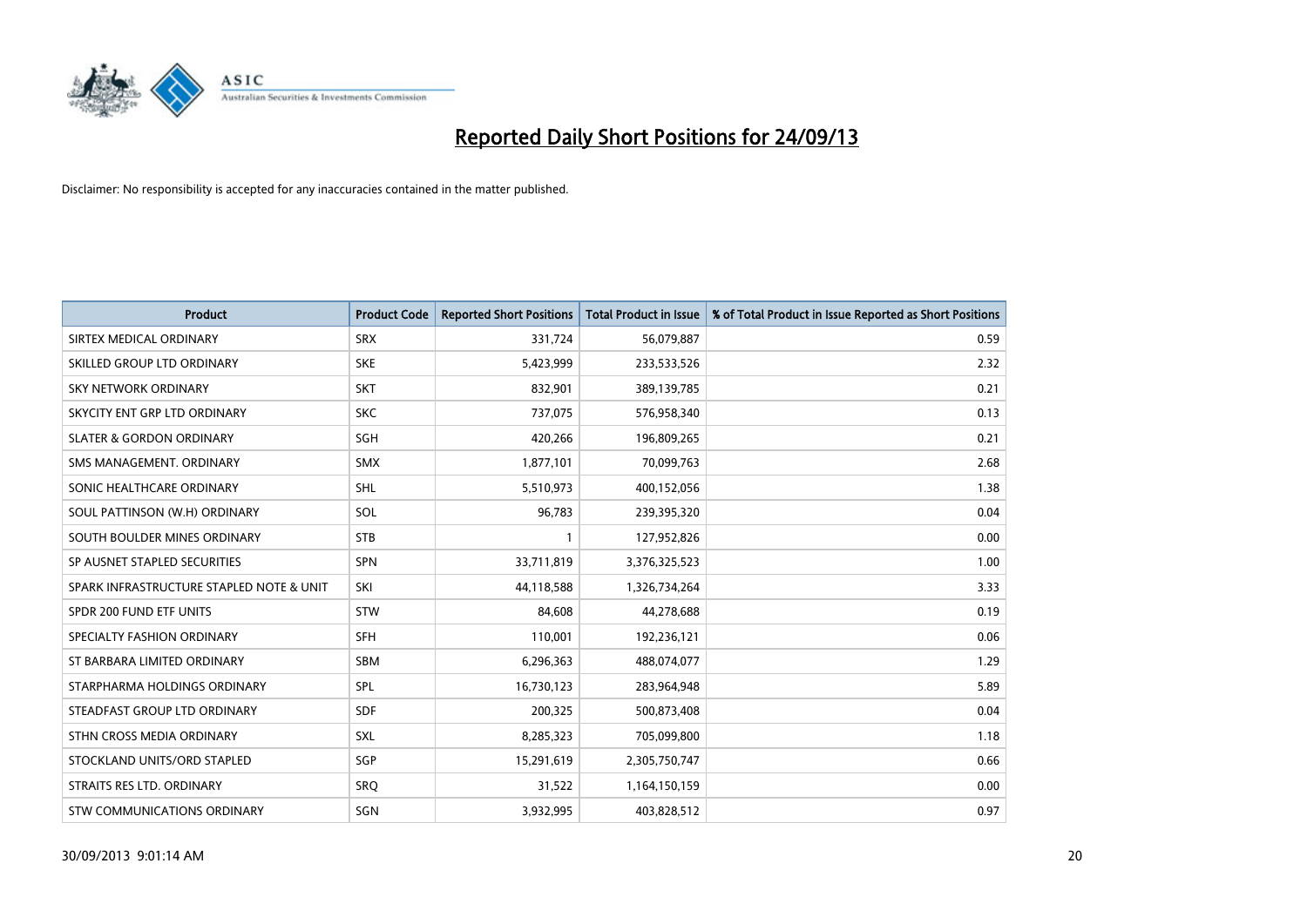# Reported Daily Short Positions for 24/09/13

Disclaimer: No responsibility is accepted for any inaccuracies contained in the matter published.

| Product | Product Code | Reported Short Positions | Total Product in Issue | % of Total Product in Issue Reported as Short Positions |
|---|---|---|---|---|
| SIRTEX MEDICAL ORDINARY | SRX | 331,724 | 56,079,887 | 0.59 |
| SKILLED GROUP LTD ORDINARY | SKE | 5,423,999 | 233,533,526 | 2.32 |
| SKY NETWORK ORDINARY | SKT | 832,901 | 389,139,785 | 0.21 |
| SKYCITY ENT GRP LTD ORDINARY | SKC | 737,075 | 576,958,340 | 0.13 |
| SLATER & GORDON ORDINARY | SGH | 420,266 | 196,809,265 | 0.21 |
| SMS MANAGEMENT. ORDINARY | SMX | 1,877,101 | 70,099,763 | 2.68 |
| SONIC HEALTHCARE ORDINARY | SHL | 5,510,973 | 400,152,056 | 1.38 |
| SOUL PATTINSON (W.H) ORDINARY | SOL | 96,783 | 239,395,320 | 0.04 |
| SOUTH BOULDER MINES ORDINARY | STB | 1 | 127,952,826 | 0.00 |
| SP AUSNET STAPLED SECURITIES | SPN | 33,711,819 | 3,376,325,523 | 1.00 |
| SPARK INFRASTRUCTURE STAPLED NOTE & UNIT | SKI | 44,118,588 | 1,326,734,264 | 3.33 |
| SPDR 200 FUND ETF UNITS | STW | 84,608 | 44,278,688 | 0.19 |
| SPECIALTY FASHION ORDINARY | SFH | 110,001 | 192,236,121 | 0.06 |
| ST BARBARA LIMITED ORDINARY | SBM | 6,296,363 | 488,074,077 | 1.29 |
| STARPHARMA HOLDINGS ORDINARY | SPL | 16,730,123 | 283,964,948 | 5.89 |
| STEADFAST GROUP LTD ORDINARY | SDF | 200,325 | 500,873,408 | 0.04 |
| STHN CROSS MEDIA ORDINARY | SXL | 8,285,323 | 705,099,800 | 1.18 |
| STOCKLAND UNITS/ORD STAPLED | SGP | 15,291,619 | 2,305,750,747 | 0.66 |
| STRAITS RES LTD. ORDINARY | SRQ | 31,522 | 1,164,150,159 | 0.00 |
| STW COMMUNICATIONS ORDINARY | SGN | 3,932,995 | 403,828,512 | 0.97 |

30/09/2013 9:01:14 AM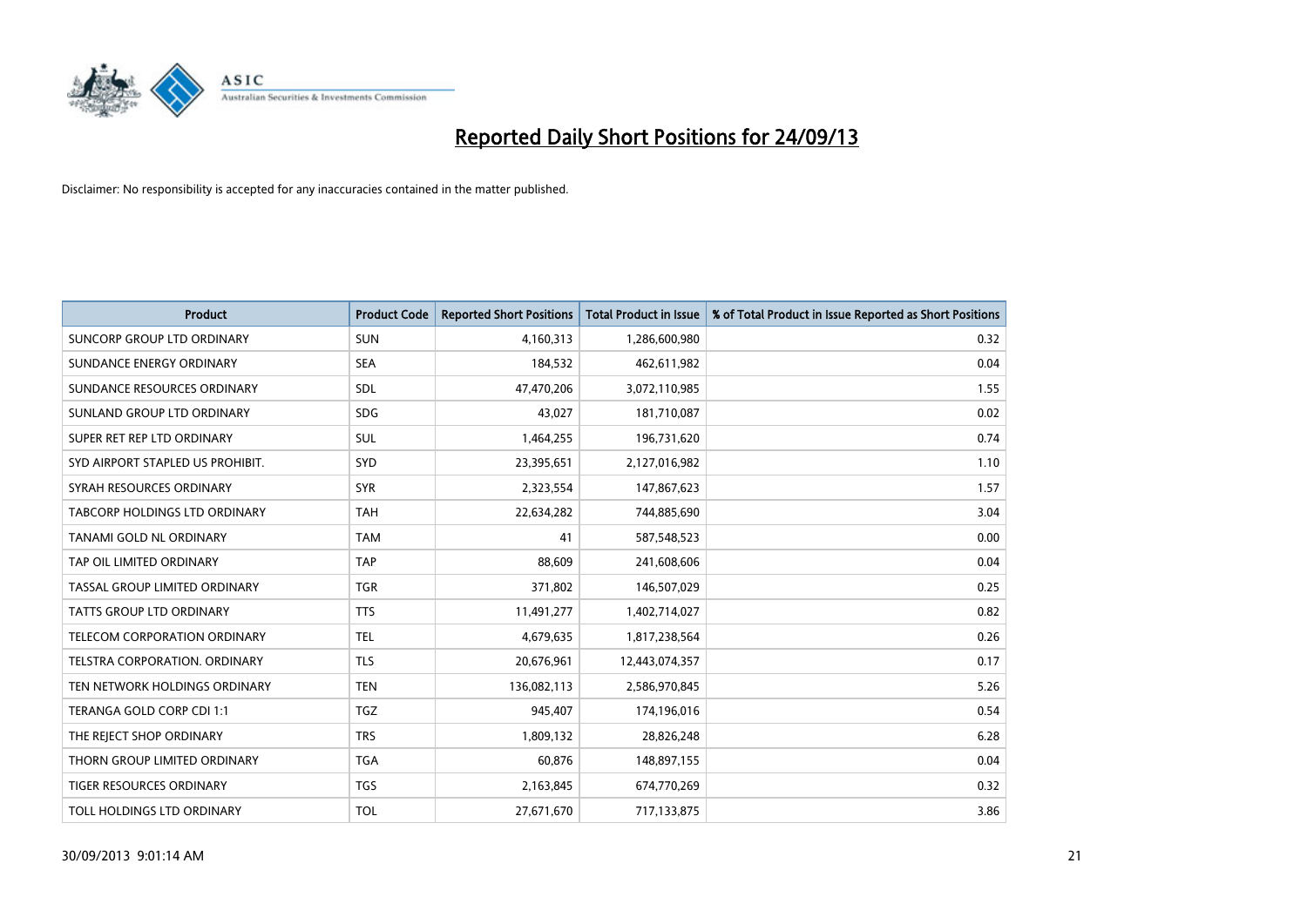# Reported Daily Short Positions for 24/09/13

Disclaimer: No responsibility is accepted for any inaccuracies contained in the matter published.

| Product | Product Code | Reported Short Positions | Total Product in Issue | % of Total Product in Issue Reported as Short Positions |
|---|---|---|---|---|
| SUNCORP GROUP LTD ORDINARY | SUN | 4,160,313 | 1,286,600,980 | 0.32 |
| SUNDANCE ENERGY ORDINARY | SEA | 184,532 | 462,611,982 | 0.04 |
| SUNDANCE RESOURCES ORDINARY | SDL | 47,470,206 | 3,072,110,985 | 1.55 |
| SUNLAND GROUP LTD ORDINARY | SDG | 43,027 | 181,710,087 | 0.02 |
| SUPER RET REP LTD ORDINARY | SUL | 1,464,255 | 196,731,620 | 0.74 |
| SYD AIRPORT STAPLED US PROHIBIT. | SYD | 23,395,651 | 2,127,016,982 | 1.10 |
| SYRAH RESOURCES ORDINARY | SYR | 2,323,554 | 147,867,623 | 1.57 |
| TABCORP HOLDINGS LTD ORDINARY | TAH | 22,634,282 | 744,885,690 | 3.04 |
| TANAMI GOLD NL ORDINARY | TAM | 41 | 587,548,523 | 0.00 |
| TAP OIL LIMITED ORDINARY | TAP | 88,609 | 241,608,606 | 0.04 |
| TASSAL GROUP LIMITED ORDINARY | TGR | 371,802 | 146,507,029 | 0.25 |
| TATTS GROUP LTD ORDINARY | TTS | 11,491,277 | 1,402,714,027 | 0.82 |
| TELECOM CORPORATION ORDINARY | TEL | 4,679,635 | 1,817,238,564 | 0.26 |
| TELSTRA CORPORATION. ORDINARY | TLS | 20,676,961 | 12,443,074,357 | 0.17 |
| TEN NETWORK HOLDINGS ORDINARY | TEN | 136,082,113 | 2,586,970,845 | 5.26 |
| TERANGA GOLD CORP CDI 1:1 | TGZ | 945,407 | 174,196,016 | 0.54 |
| THE REJECT SHOP ORDINARY | TRS | 1,809,132 | 28,826,248 | 6.28 |
| THORN GROUP LIMITED ORDINARY | TGA | 60,876 | 148,897,155 | 0.04 |
| TIGER RESOURCES ORDINARY | TGS | 2,163,845 | 674,770,269 | 0.32 |
| TOLL HOLDINGS LTD ORDINARY | TOL | 27,671,670 | 717,133,875 | 3.86 |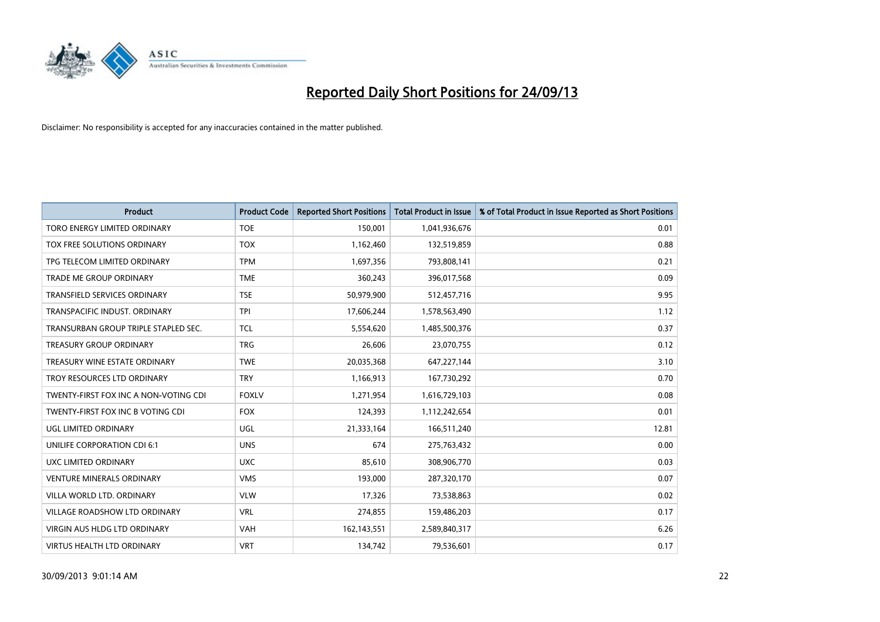# Reported Daily Short Positions for 24/09/13

Disclaimer: No responsibility is accepted for any inaccuracies contained in the matter published.

| Product | Product Code | Reported Short Positions | Total Product in Issue | % of Total Product in Issue Reported as Short Positions |
|---|---|---|---|---|
| TORO ENERGY LIMITED ORDINARY | TOE | 150,001 | 1,041,936,676 | 0.01 |
| TOX FREE SOLUTIONS ORDINARY | TOX | 1,162,460 | 132,519,859 | 0.88 |
| TPG TELECOM LIMITED ORDINARY | TPM | 1,697,356 | 793,808,141 | 0.21 |
| TRADE ME GROUP ORDINARY | TME | 360,243 | 396,017,568 | 0.09 |
| TRANSFIELD SERVICES ORDINARY | TSE | 50,979,900 | 512,457,716 | 9.95 |
| TRANSPACIFIC INDUST. ORDINARY | TPI | 17,606,244 | 1,578,563,490 | 1.12 |
| TRANSURBAN GROUP TRIPLE STAPLED SEC. | TCL | 5,554,620 | 1,485,500,376 | 0.37 |
| TREASURY GROUP ORDINARY | TRG | 26,606 | 23,070,755 | 0.12 |
| TREASURY WINE ESTATE ORDINARY | TWE | 20,035,368 | 647,227,144 | 3.10 |
| TROY RESOURCES LTD ORDINARY | TRY | 1,166,913 | 167,730,292 | 0.70 |
| TWENTY-FIRST FOX INC A NON-VOTING CDI | FOXLV | 1,271,954 | 1,616,729,103 | 0.08 |
| TWENTY-FIRST FOX INC B VOTING CDI | FOX | 124,393 | 1,112,242,654 | 0.01 |
| UGL LIMITED ORDINARY | UGL | 21,333,164 | 166,511,240 | 12.81 |
| UNILIFE CORPORATION CDI 6:1 | UNS | 674 | 275,763,432 | 0.00 |
| UXC LIMITED ORDINARY | UXC | 85,610 | 308,906,770 | 0.03 |
| VENTURE MINERALS ORDINARY | VMS | 193,000 | 287,320,170 | 0.07 |
| VILLA WORLD LTD. ORDINARY | VLW | 17,326 | 73,538,863 | 0.02 |
| VILLAGE ROADSHOW LTD ORDINARY | VRL | 274,855 | 159,486,203 | 0.17 |
| VIRGIN AUS HLDG LTD ORDINARY | VAH | 162,143,551 | 2,589,840,317 | 6.26 |
| VIRTUS HEALTH LTD ORDINARY | VRT | 134,742 | 79,536,601 | 0.17 |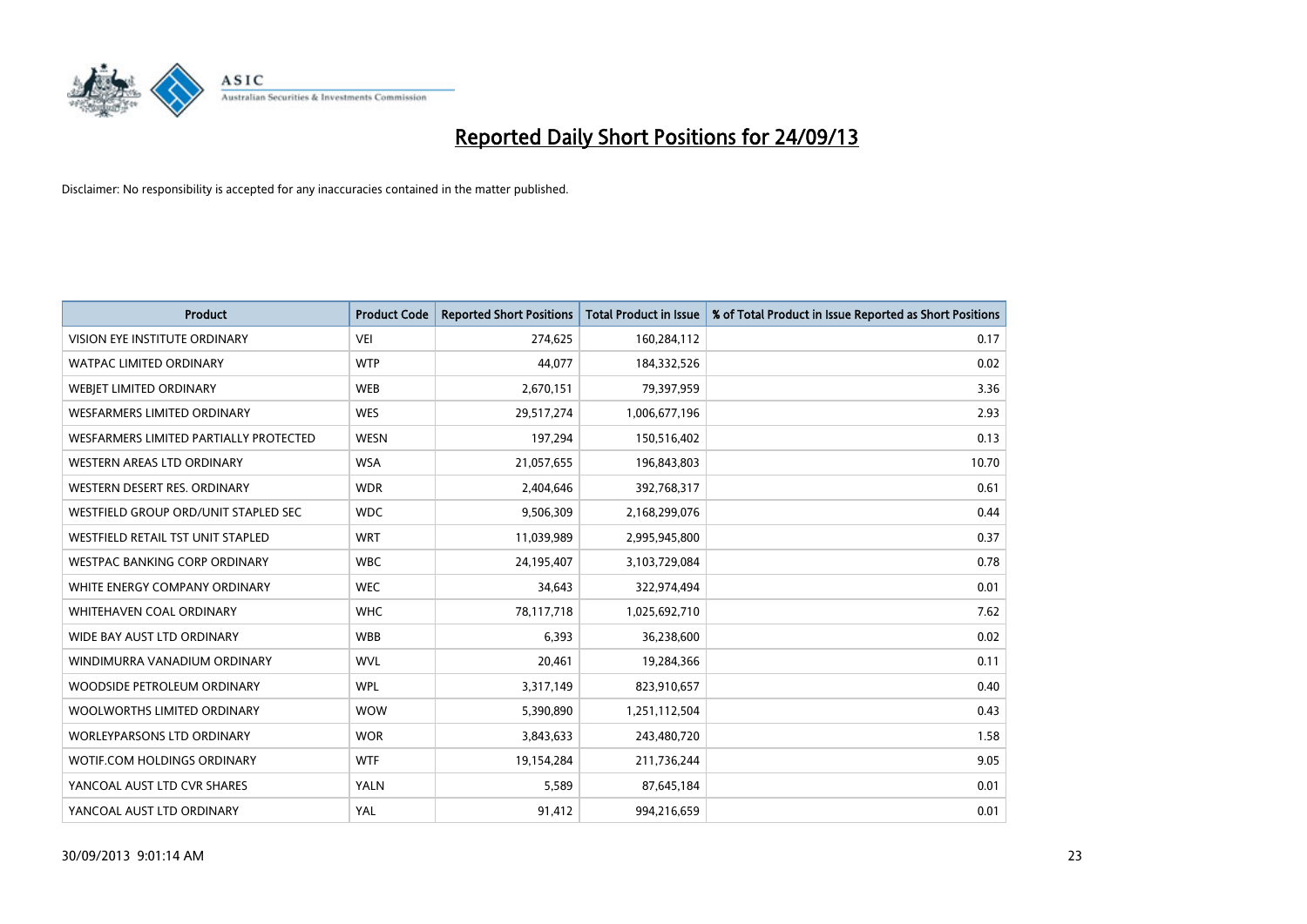# Reported Daily Short Positions for 24/09/13

Disclaimer: No responsibility is accepted for any inaccuracies contained in the matter published.

| Product | Product Code | Reported Short Positions | Total Product in Issue | % of Total Product in Issue Reported as Short Positions |
|---|---|---|---|---|
| VISION EYE INSTITUTE ORDINARY | VEI | 274,625 | 160,284,112 | 0.17 |
| WATPAC LIMITED ORDINARY | WTP | 44,077 | 184,332,526 | 0.02 |
| WEBJET LIMITED ORDINARY | WEB | 2,670,151 | 79,397,959 | 3.36 |
| WESFARMERS LIMITED ORDINARY | WES | 29,517,274 | 1,006,677,196 | 2.93 |
| WESFARMERS LIMITED PARTIALLY PROTECTED | WESN | 197,294 | 150,516,402 | 0.13 |
| WESTERN AREAS LTD ORDINARY | WSA | 21,057,655 | 196,843,803 | 10.70 |
| WESTERN DESERT RES. ORDINARY | WDR | 2,404,646 | 392,768,317 | 0.61 |
| WESTFIELD GROUP ORD/UNIT STAPLED SEC | WDC | 9,506,309 | 2,168,299,076 | 0.44 |
| WESTFIELD RETAIL TST UNIT STAPLED | WRT | 11,039,989 | 2,995,945,800 | 0.37 |
| WESTPAC BANKING CORP ORDINARY | WBC | 24,195,407 | 3,103,729,084 | 0.78 |
| WHITE ENERGY COMPANY ORDINARY | WEC | 34,643 | 322,974,494 | 0.01 |
| WHITEHAVEN COAL ORDINARY | WHC | 78,117,718 | 1,025,692,710 | 7.62 |
| WIDE BAY AUST LTD ORDINARY | WBB | 6,393 | 36,238,600 | 0.02 |
| WINDIMURRA VANADIUM ORDINARY | WVL | 20,461 | 19,284,366 | 0.11 |
| WOODSIDE PETROLEUM ORDINARY | WPL | 3,317,149 | 823,910,657 | 0.40 |
| WOOLWORTHS LIMITED ORDINARY | WOW | 5,390,890 | 1,251,112,504 | 0.43 |
| WORLEYPARSONS LTD ORDINARY | WOR | 3,843,633 | 243,480,720 | 1.58 |
| WOTIF.COM HOLDINGS ORDINARY | WTF | 19,154,284 | 211,736,244 | 9.05 |
| YANCOAL AUST LTD CVR SHARES | YALN | 5,589 | 87,645,184 | 0.01 |
| YANCOAL AUST LTD ORDINARY | YAL | 91,412 | 994,216,659 | 0.01 |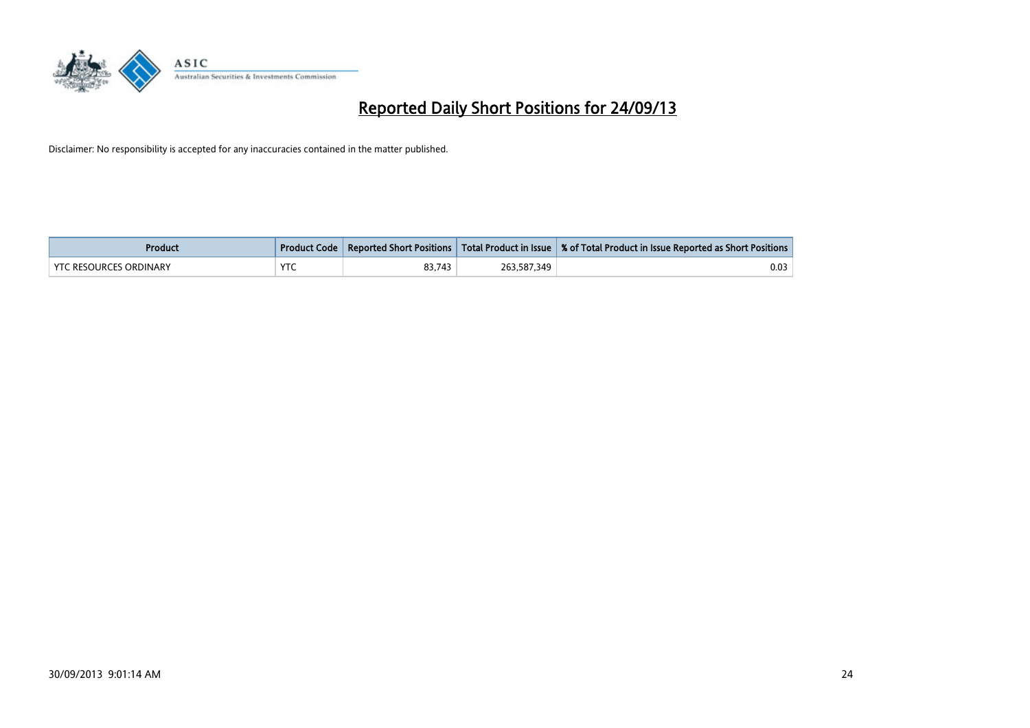# Reported Daily Short Positions for 24/09/13

Disclaimer: No responsibility is accepted for any inaccuracies contained in the matter published.

| Product | Product Code | Reported Short Positions | Total Product in Issue | % of Total Product in Issue Reported as Short Positions |
|---|---|---|---|---|
| YTC RESOURCES ORDINARY | YTC | 83,743 | 263,587,349 | 0.03 |

30/09/2013 9:01:14 AM